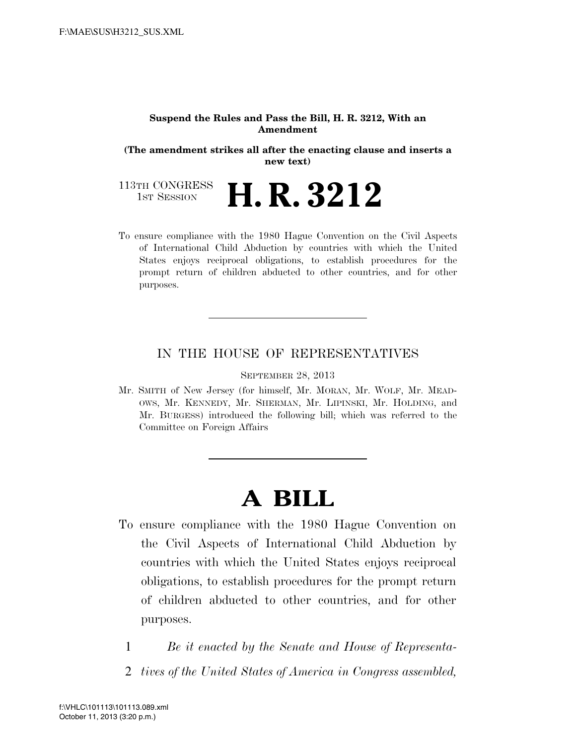**Suspend the Rules and Pass the Bill, H. R. 3212, With an Amendment**

**(The amendment strikes all after the enacting clause and inserts a new text)**

113TH CONGRESS
1ST SESSION

# H. R. 3212

To ensure compliance with the 1980 Hague Convention on the Civil Aspects of International Child Abduction by countries with which the United States enjoys reciprocal obligations, to establish procedures for the prompt return of children abducted to other countries, and for other purposes.

---

IN THE HOUSE OF REPRESENTATIVES

SEPTEMBER 28, 2013

Mr. SMITH of New Jersey (for himself, Mr. MORAN, Mr. WOLF, Mr. MEADOWS, Mr. KENNEDY, Mr. SHERMAN, Mr. LIPINSKI, Mr. HOLDING, and Mr. BURGESS) introduced the following bill; which was referred to the Committee on Foreign Affairs

---

# A BILL

To ensure compliance with the 1980 Hague Convention on the Civil Aspects of International Child Abduction by countries with which the United States enjoys reciprocal obligations, to establish procedures for the prompt return of children abducted to other countries, and for other purposes.

1 *Be it enacted by the Senate and House of Representa-*
2 *tives of the United States of America in Congress assembled,*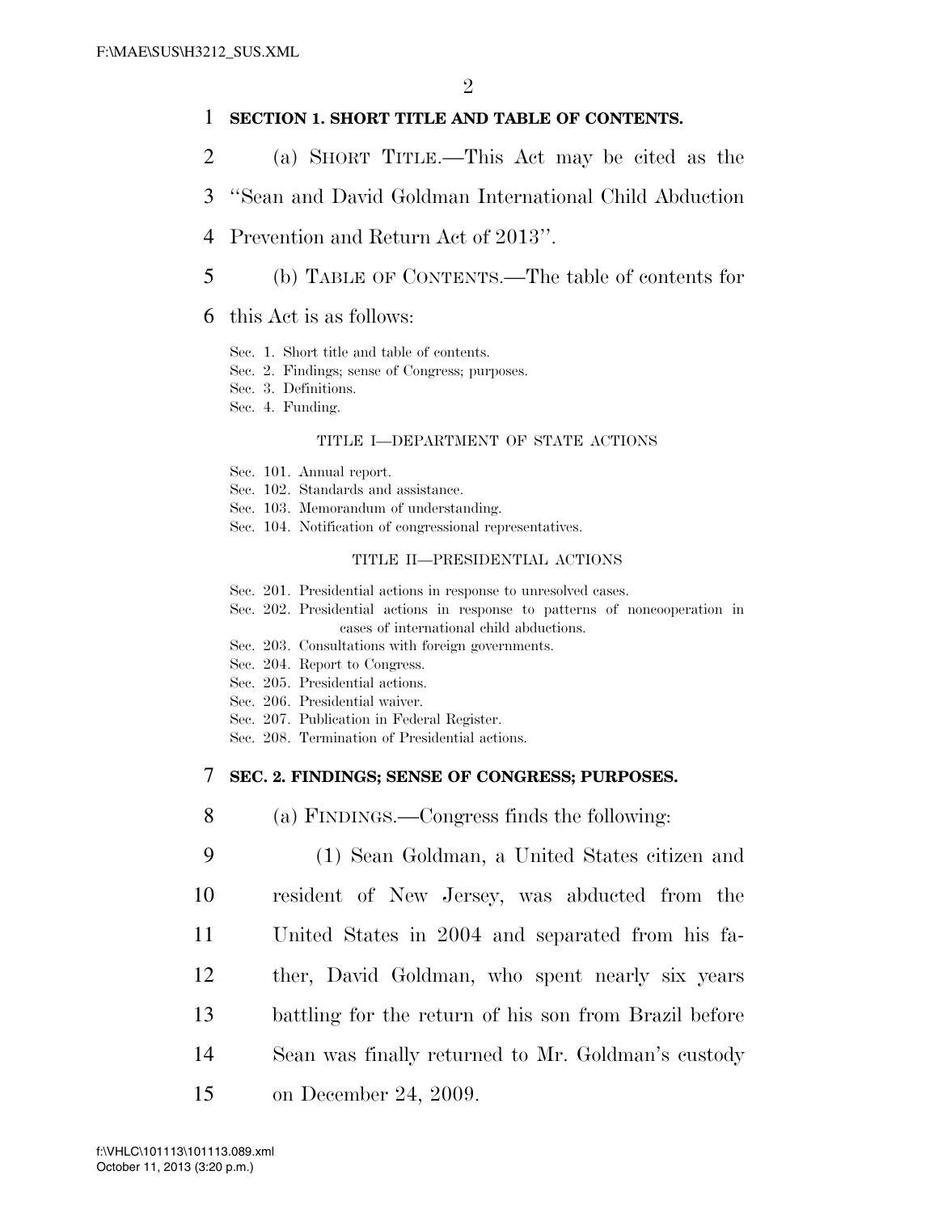**SECTION 1. SHORT TITLE AND TABLE OF CONTENTS.**

(a) SHORT TITLE.—This Act may be cited as the "Sean and David Goldman International Child Abduction Prevention and Return Act of 2013".

(b) TABLE OF CONTENTS.—The table of contents for this Act is as follows:

Sec. 1. Short title and table of contents.
Sec. 2. Findings; sense of Congress; purposes.
Sec. 3. Definitions.
Sec. 4. Funding.

TITLE I—DEPARTMENT OF STATE ACTIONS

Sec. 101. Annual report.
Sec. 102. Standards and assistance.
Sec. 103. Memorandum of understanding.
Sec. 104. Notification of congressional representatives.

TITLE II—PRESIDENTIAL ACTIONS

Sec. 201. Presidential actions in response to unresolved cases.
Sec. 202. Presidential actions in response to patterns of noncooperation in cases of international child abductions.
Sec. 203. Consultations with foreign governments.
Sec. 204. Report to Congress.
Sec. 205. Presidential actions.
Sec. 206. Presidential waiver.
Sec. 207. Publication in Federal Register.
Sec. 208. Termination of Presidential actions.

**SEC. 2. FINDINGS; SENSE OF CONGRESS; PURPOSES.**

(a) FINDINGS.—Congress finds the following:

(1) Sean Goldman, a United States citizen and resident of New Jersey, was abducted from the United States in 2004 and separated from his father, David Goldman, who spent nearly six years battling for the return of his son from Brazil before Sean was finally returned to Mr. Goldman's custody on December 24, 2009.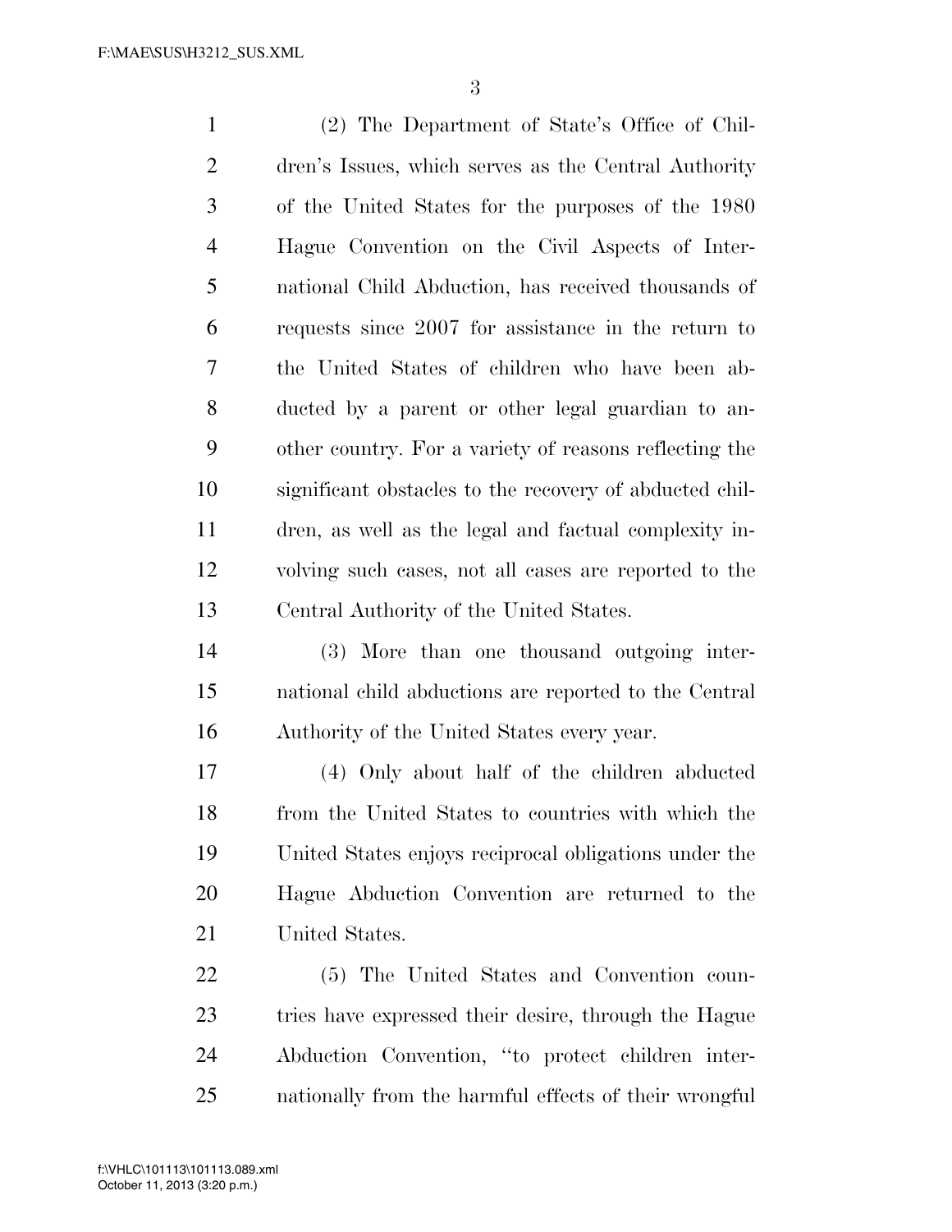(2) The Department of State's Office of Children's Issues, which serves as the Central Authority of the United States for the purposes of the 1980 Hague Convention on the Civil Aspects of International Child Abduction, has received thousands of requests since 2007 for assistance in the return to the United States of children who have been abducted by a parent or other legal guardian to another country. For a variety of reasons reflecting the significant obstacles to the recovery of abducted children, as well as the legal and factual complexity involving such cases, not all cases are reported to the Central Authority of the United States.

(3) More than one thousand outgoing international child abductions are reported to the Central Authority of the United States every year.

(4) Only about half of the children abducted from the United States to countries with which the United States enjoys reciprocal obligations under the Hague Abduction Convention are returned to the United States.

(5) The United States and Convention countries have expressed their desire, through the Hague Abduction Convention, "to protect children internationally from the harmful effects of their wrongful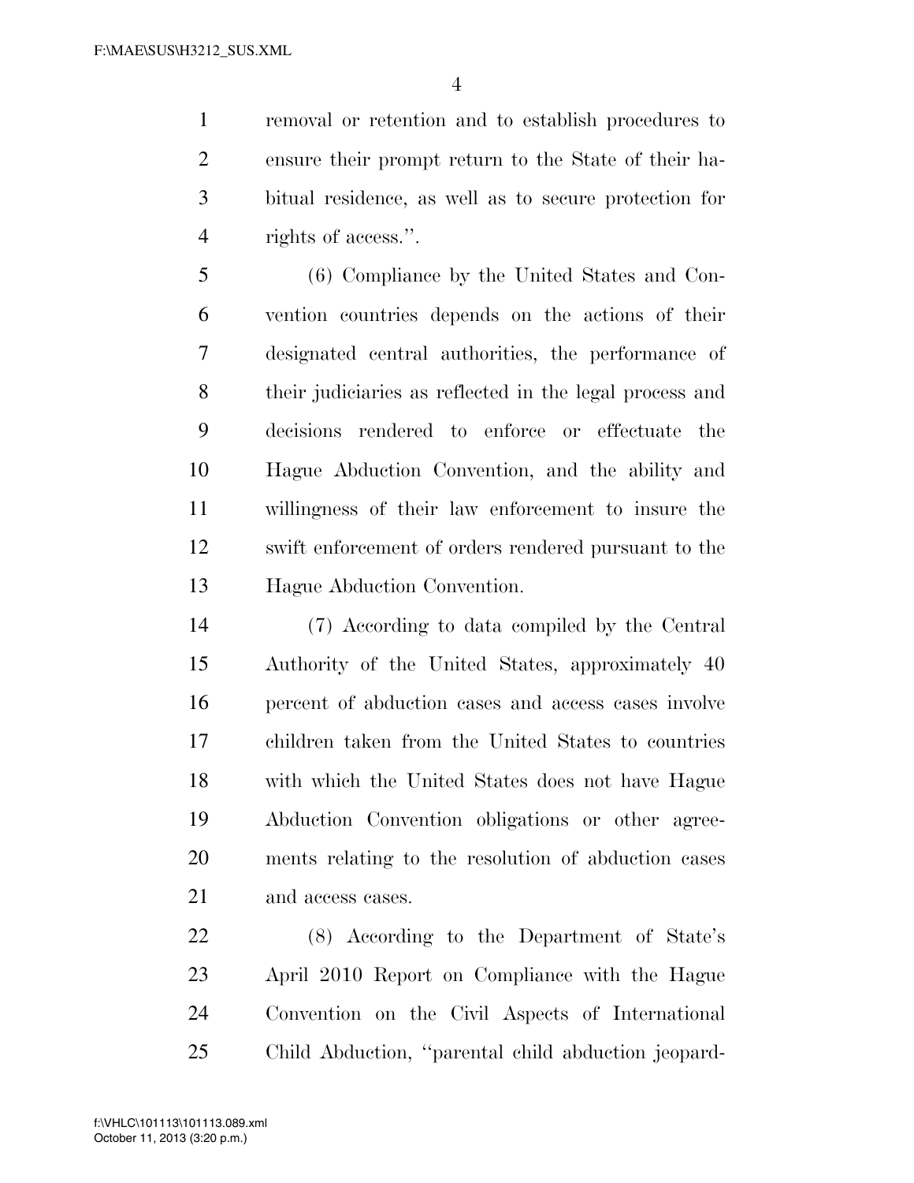removal or retention and to establish procedures to ensure their prompt return to the State of their habitual residence, as well as to secure protection for rights of access.''.

(6) Compliance by the United States and Convention countries depends on the actions of their designated central authorities, the performance of their judiciaries as reflected in the legal process and decisions rendered to enforce or effectuate the Hague Abduction Convention, and the ability and willingness of their law enforcement to insure the swift enforcement of orders rendered pursuant to the Hague Abduction Convention.

(7) According to data compiled by the Central Authority of the United States, approximately 40 percent of abduction cases and access cases involve children taken from the United States to countries with which the United States does not have Hague Abduction Convention obligations or other agreements relating to the resolution of abduction cases and access cases.

(8) According to the Department of State's April 2010 Report on Compliance with the Hague Convention on the Civil Aspects of International Child Abduction, ''parental child abduction jeopard-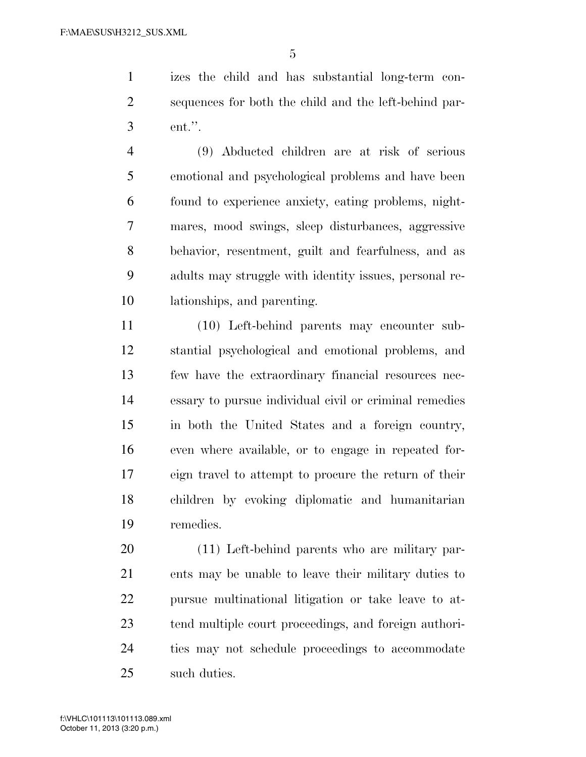izes the child and has substantial long-term consequences for both the child and the left-behind parent.''.

(9) Abducted children are at risk of serious emotional and psychological problems and have been found to experience anxiety, eating problems, nightmares, mood swings, sleep disturbances, aggressive behavior, resentment, guilt and fearfulness, and as adults may struggle with identity issues, personal relationships, and parenting.

(10) Left-behind parents may encounter substantial psychological and emotional problems, and few have the extraordinary financial resources necessary to pursue individual civil or criminal remedies in both the United States and a foreign country, even where available, or to engage in repeated foreign travel to attempt to procure the return of their children by evoking diplomatic and humanitarian remedies.

(11) Left-behind parents who are military parents may be unable to leave their military duties to pursue multinational litigation or take leave to attend multiple court proceedings, and foreign authorities may not schedule proceedings to accommodate such duties.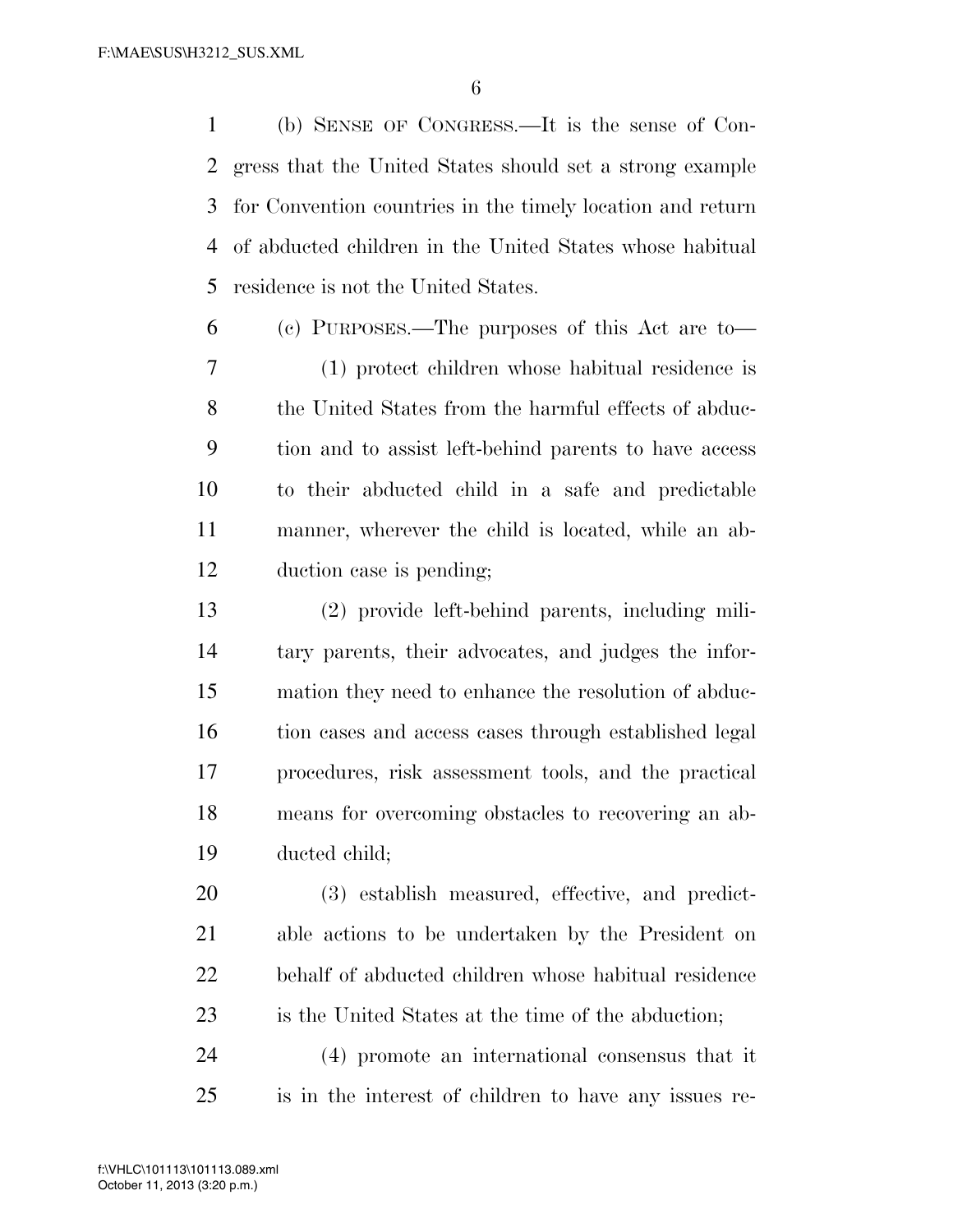(b) SENSE OF CONGRESS.—It is the sense of Congress that the United States should set a strong example for Convention countries in the timely location and return of abducted children in the United States whose habitual residence is not the United States.

(c) PURPOSES.—The purposes of this Act are to—

(1) protect children whose habitual residence is the United States from the harmful effects of abduction and to assist left-behind parents to have access to their abducted child in a safe and predictable manner, wherever the child is located, while an abduction case is pending;

(2) provide left-behind parents, including military parents, their advocates, and judges the information they need to enhance the resolution of abduction cases and access cases through established legal procedures, risk assessment tools, and the practical means for overcoming obstacles to recovering an abducted child;

(3) establish measured, effective, and predictable actions to be undertaken by the President on behalf of abducted children whose habitual residence is the United States at the time of the abduction;

(4) promote an international consensus that it is in the interest of children to have any issues re-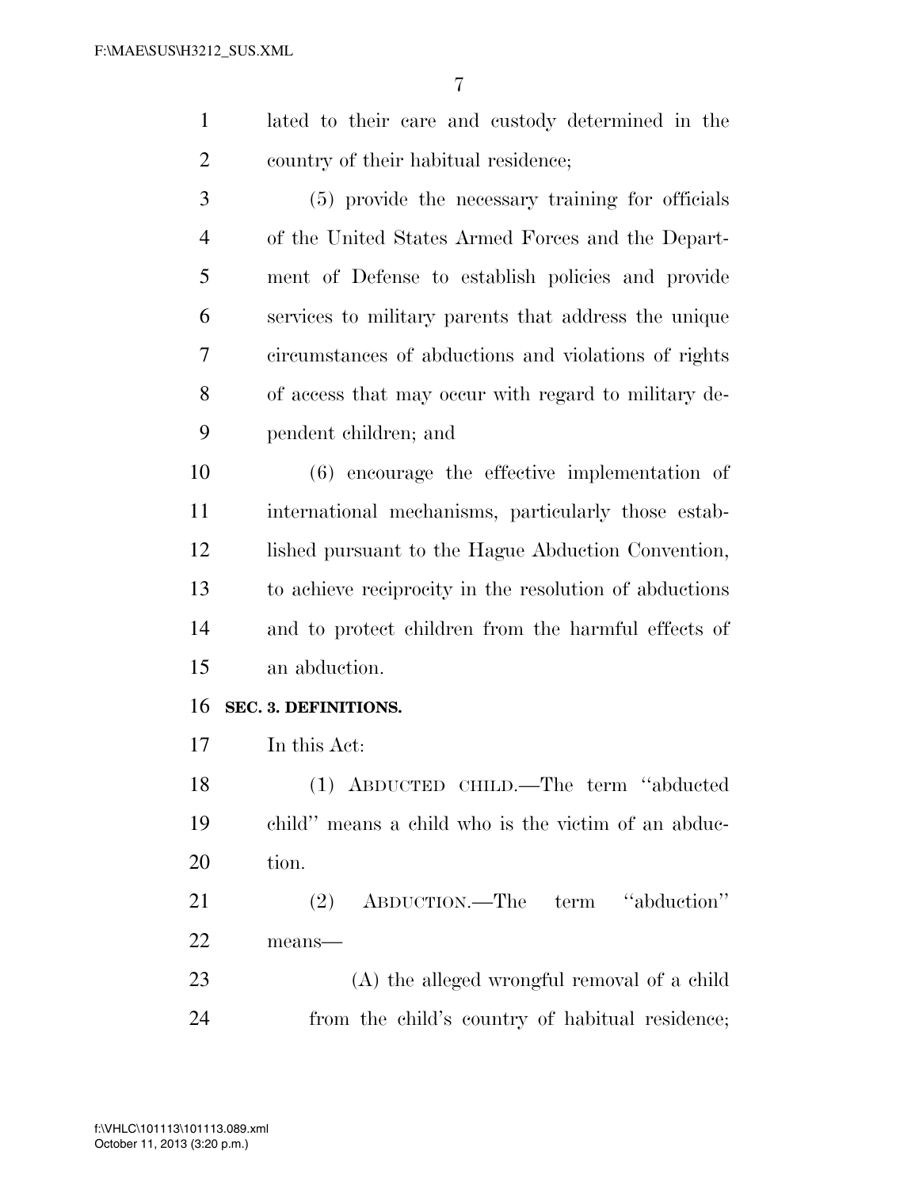lated to their care and custody determined in the country of their habitual residence;

(5) provide the necessary training for officials of the United States Armed Forces and the Department of Defense to establish policies and provide services to military parents that address the unique circumstances of abductions and violations of rights of access that may occur with regard to military dependent children; and

(6) encourage the effective implementation of international mechanisms, particularly those established pursuant to the Hague Abduction Convention, to achieve reciprocity in the resolution of abductions and to protect children from the harmful effects of an abduction.

**SEC. 3. DEFINITIONS.**

In this Act:

(1) ABDUCTED CHILD.—The term ''abducted child'' means a child who is the victim of an abduction.

(2) ABDUCTION.—The term ''abduction'' means—

(A) the alleged wrongful removal of a child from the child's country of habitual residence;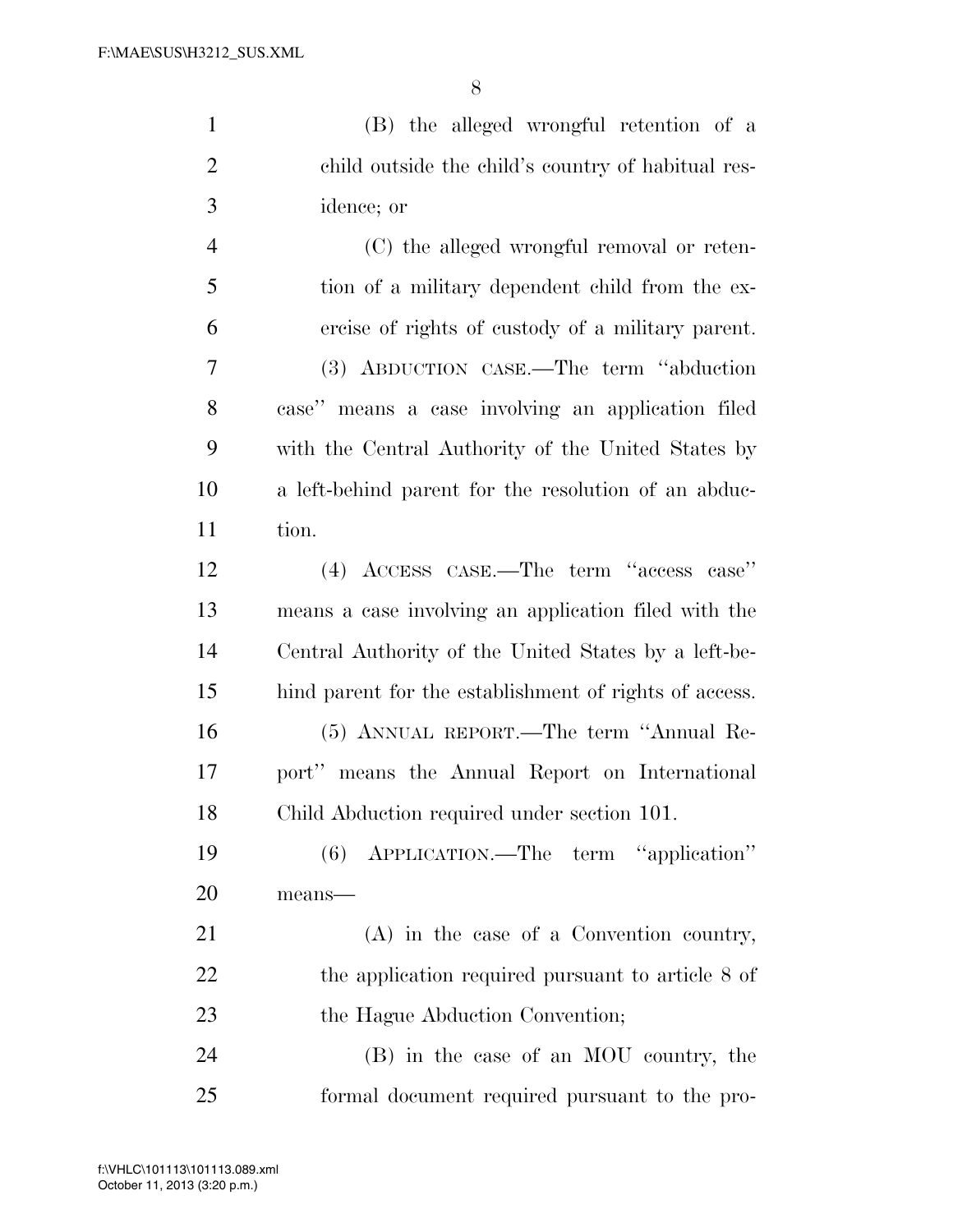(B) the alleged wrongful retention of a child outside the child's country of habitual residence; or

(C) the alleged wrongful removal or retention of a military dependent child from the exercise of rights of custody of a military parent.

(3) ABDUCTION CASE.—The term "abduction case" means a case involving an application filed with the Central Authority of the United States by a left-behind parent for the resolution of an abduction.

(4) ACCESS CASE.—The term "access case" means a case involving an application filed with the Central Authority of the United States by a left-behind parent for the establishment of rights of access.

(5) ANNUAL REPORT.—The term "Annual Report" means the Annual Report on International Child Abduction required under section 101.

(6) APPLICATION.—The term "application" means—

(A) in the case of a Convention country, the application required pursuant to article 8 of the Hague Abduction Convention;

(B) in the case of an MOU country, the formal document required pursuant to the pro-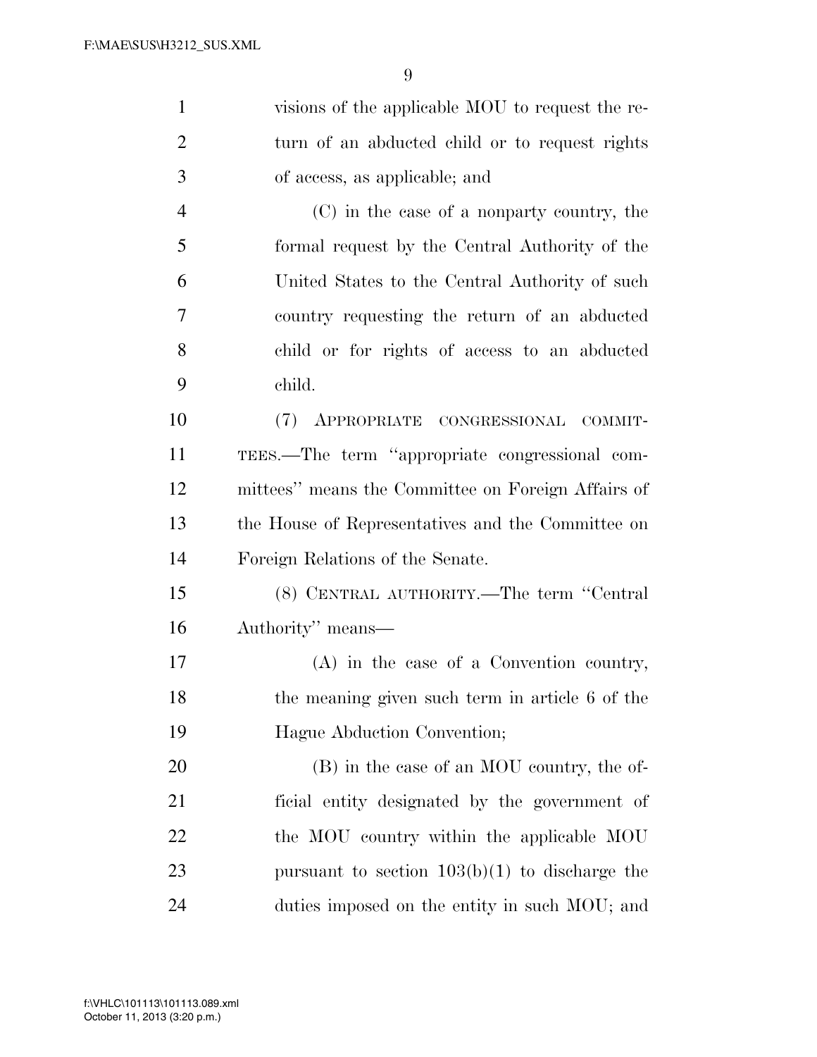visions of the applicable MOU to request the return of an abducted child or to request rights of access, as applicable; and

(C) in the case of a nonparty country, the formal request by the Central Authority of the United States to the Central Authority of such country requesting the return of an abducted child or for rights of access to an abducted child.

(7) APPROPRIATE CONGRESSIONAL COMMITTEES.—The term "appropriate congressional committees" means the Committee on Foreign Affairs of the House of Representatives and the Committee on Foreign Relations of the Senate.

(8) CENTRAL AUTHORITY.—The term "Central Authority" means—

(A) in the case of a Convention country, the meaning given such term in article 6 of the Hague Abduction Convention;

(B) in the case of an MOU country, the official entity designated by the government of the MOU country within the applicable MOU pursuant to section 103(b)(1) to discharge the duties imposed on the entity in such MOU; and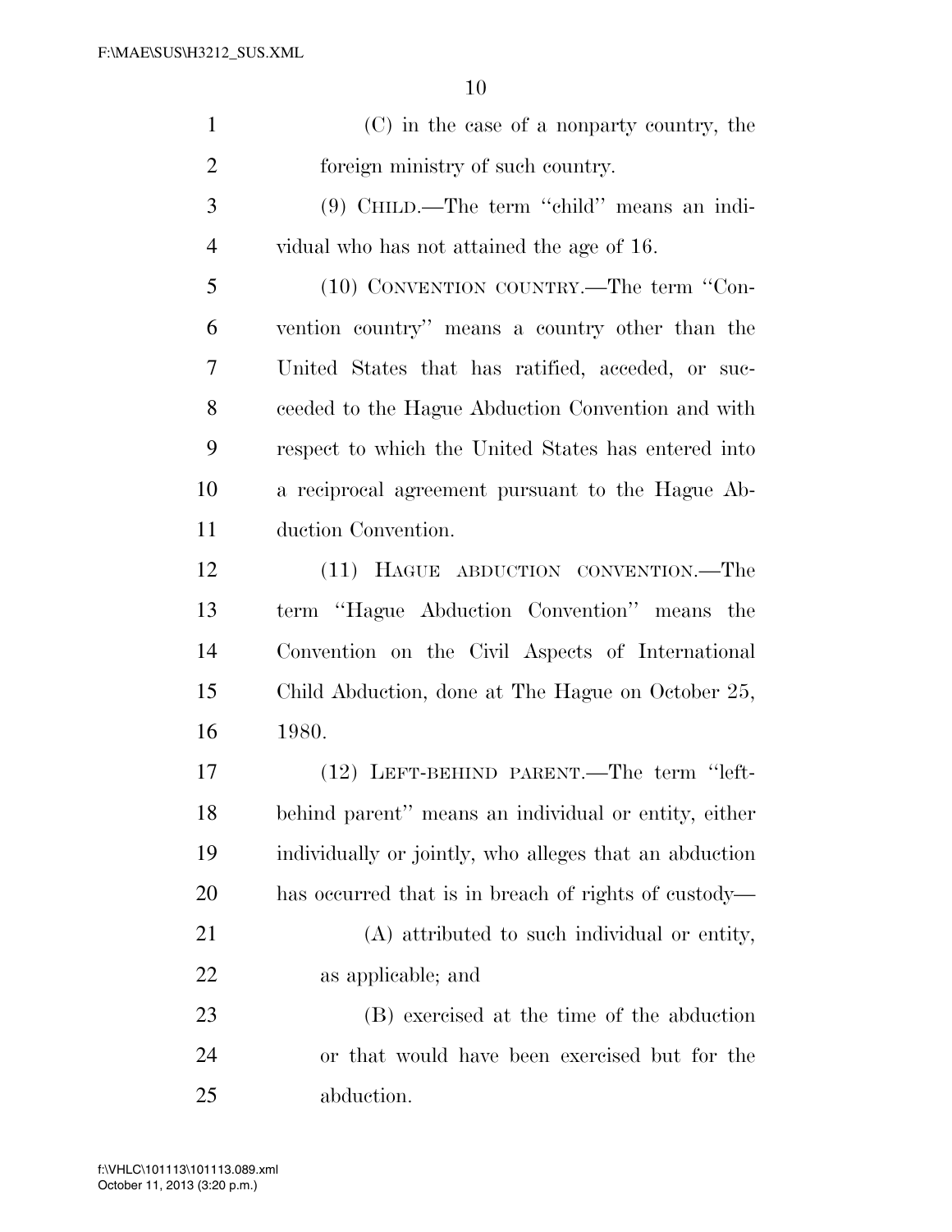(C) in the case of a nonparty country, the foreign ministry of such country.

(9) CHILD.—The term ''child'' means an individual who has not attained the age of 16.

(10) CONVENTION COUNTRY.—The term ''Convention country'' means a country other than the United States that has ratified, acceded, or succeeded to the Hague Abduction Convention and with respect to which the United States has entered into a reciprocal agreement pursuant to the Hague Abduction Convention.

(11) HAGUE ABDUCTION CONVENTION.—The term ''Hague Abduction Convention'' means the Convention on the Civil Aspects of International Child Abduction, done at The Hague on October 25, 1980.

(12) LEFT-BEHIND PARENT.—The term ''left-behind parent'' means an individual or entity, either individually or jointly, who alleges that an abduction has occurred that is in breach of rights of custody—

(A) attributed to such individual or entity, as applicable; and

(B) exercised at the time of the abduction or that would have been exercised but for the abduction.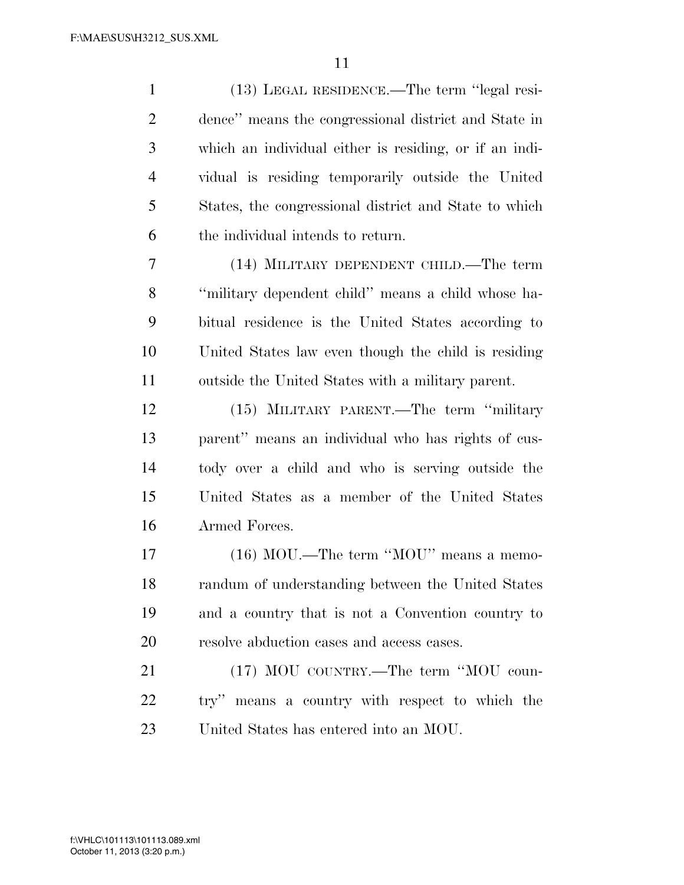(13) LEGAL RESIDENCE.—The term ''legal residence'' means the congressional district and State in which an individual either is residing, or if an individual is residing temporarily outside the United States, the congressional district and State to which the individual intends to return.

(14) MILITARY DEPENDENT CHILD.—The term ''military dependent child'' means a child whose habitual residence is the United States according to United States law even though the child is residing outside the United States with a military parent.

(15) MILITARY PARENT.—The term ''military parent'' means an individual who has rights of custody over a child and who is serving outside the United States as a member of the United States Armed Forces.

(16) MOU.—The term ''MOU'' means a memorandum of understanding between the United States and a country that is not a Convention country to resolve abduction cases and access cases.

(17) MOU COUNTRY.—The term ''MOU country'' means a country with respect to which the United States has entered into an MOU.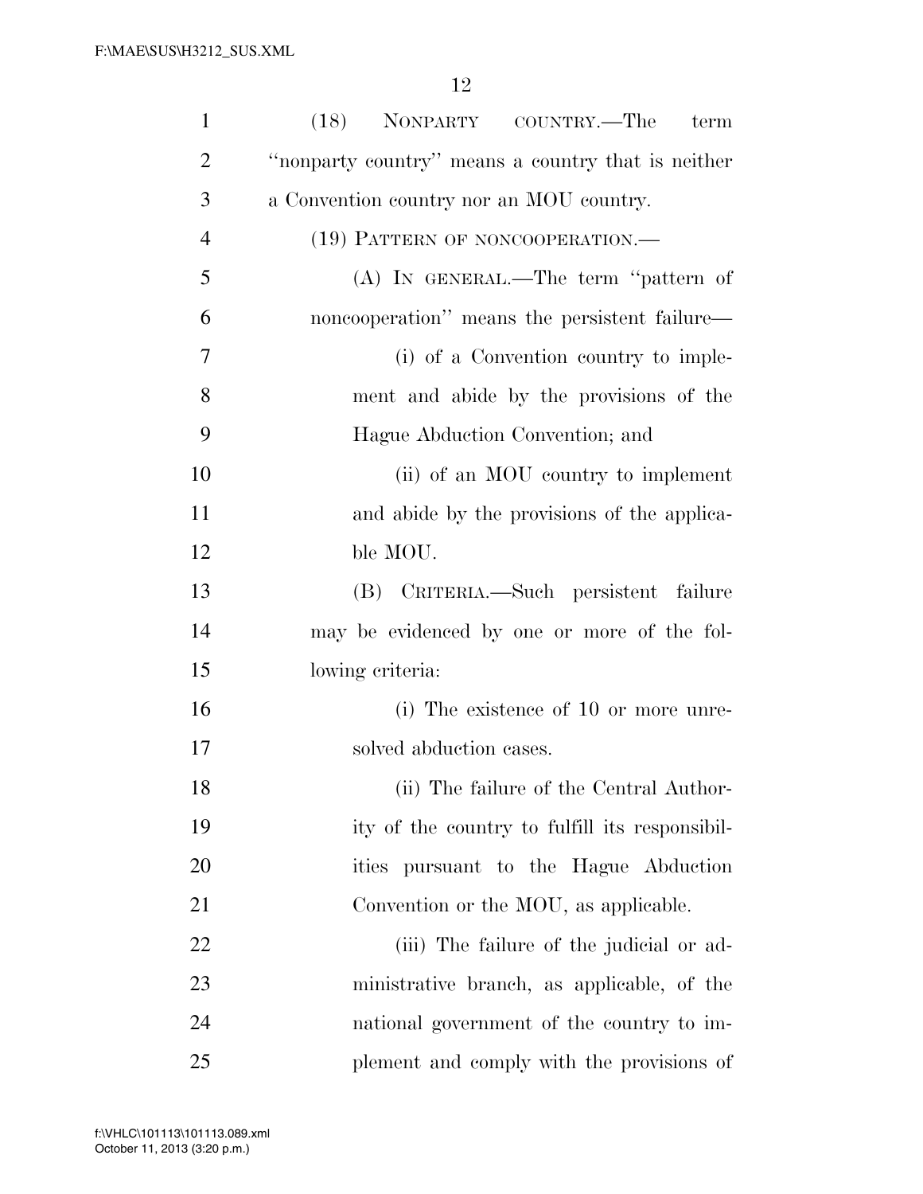(18) NONPARTY COUNTRY.—The term "nonparty country" means a country that is neither a Convention country nor an MOU country.

(19) PATTERN OF NONCOOPERATION.—

(A) IN GENERAL.—The term "pattern of noncooperation" means the persistent failure—

(i) of a Convention country to implement and abide by the provisions of the Hague Abduction Convention; and

(ii) of an MOU country to implement and abide by the provisions of the applicable MOU.

(B) CRITERIA.—Such persistent failure may be evidenced by one or more of the following criteria:

(i) The existence of 10 or more unresolved abduction cases.

(ii) The failure of the Central Authority of the country to fulfill its responsibilities pursuant to the Hague Abduction Convention or the MOU, as applicable.

(iii) The failure of the judicial or administrative branch, as applicable, of the national government of the country to implement and comply with the provisions of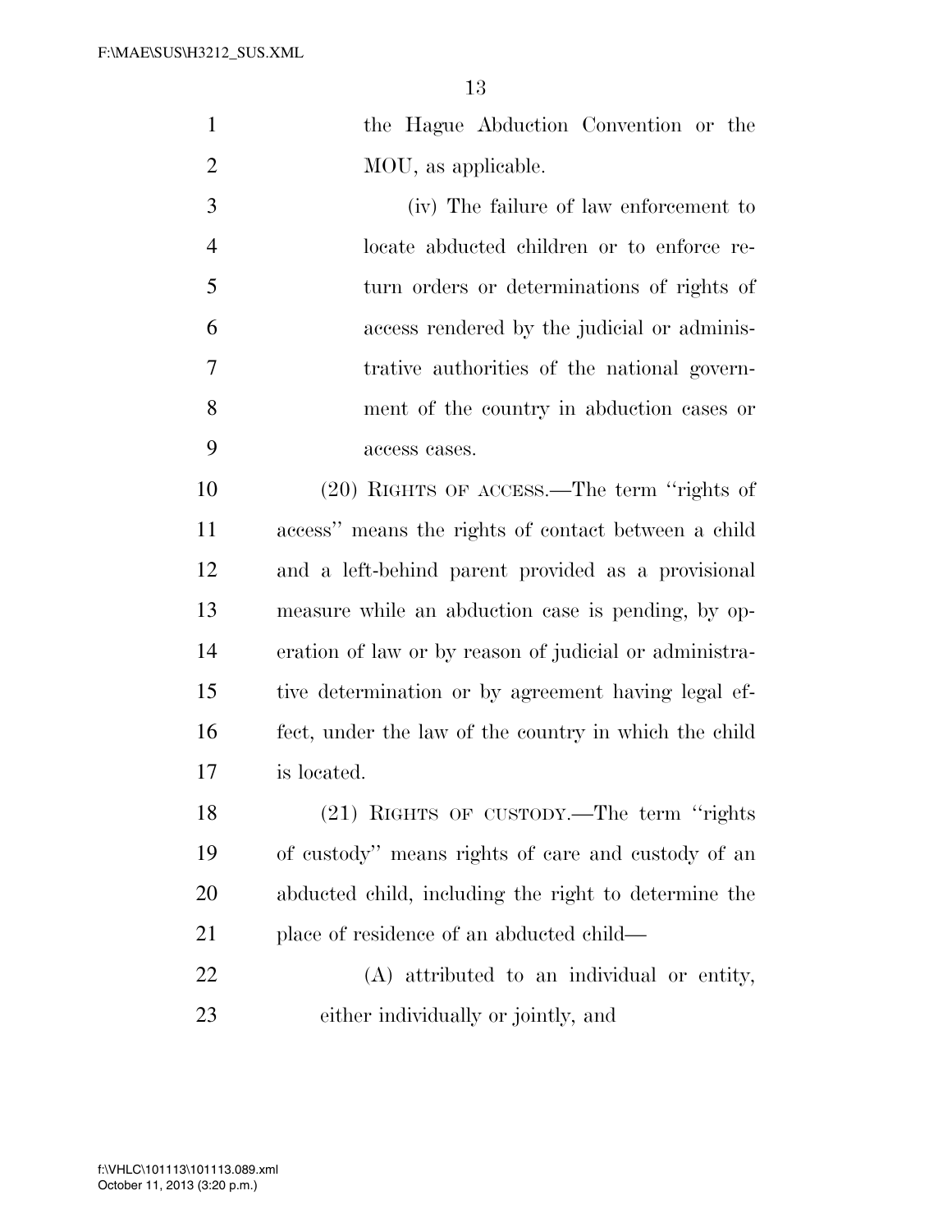the Hague Abduction Convention or the MOU, as applicable.

(iv) The failure of law enforcement to locate abducted children or to enforce return orders or determinations of rights of access rendered by the judicial or administrative authorities of the national government of the country in abduction cases or access cases.

(20) RIGHTS OF ACCESS.—The term "rights of access" means the rights of contact between a child and a left-behind parent provided as a provisional measure while an abduction case is pending, by operation of law or by reason of judicial or administrative determination or by agreement having legal effect, under the law of the country in which the child is located.

(21) RIGHTS OF CUSTODY.—The term "rights of custody" means rights of care and custody of an abducted child, including the right to determine the place of residence of an abducted child—

(A) attributed to an individual or entity, either individually or jointly, and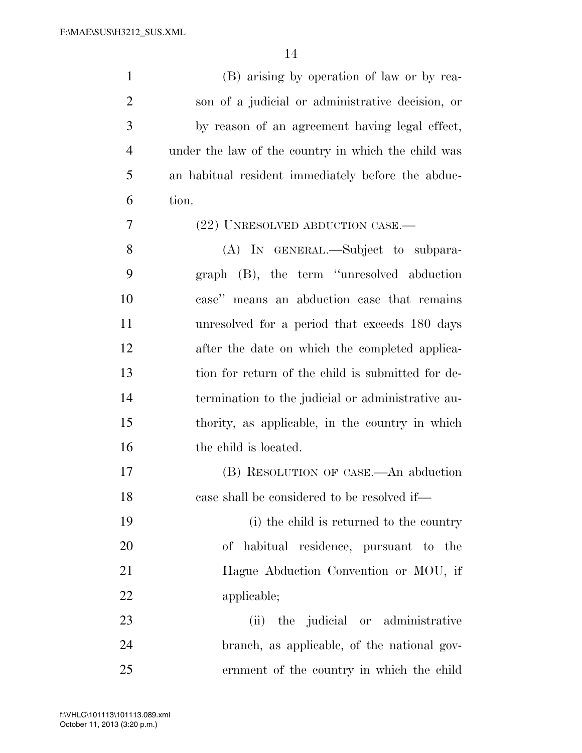(B) arising by operation of law or by reason of a judicial or administrative decision, or by reason of an agreement having legal effect,

under the law of the country in which the child was an habitual resident immediately before the abduction.

(22) UNRESOLVED ABDUCTION CASE.—

(A) IN GENERAL.—Subject to subparagraph (B), the term ''unresolved abduction case'' means an abduction case that remains unresolved for a period that exceeds 180 days after the date on which the completed application for return of the child is submitted for determination to the judicial or administrative authority, as applicable, in the country in which the child is located.

(B) RESOLUTION OF CASE.—An abduction case shall be considered to be resolved if—

(i) the child is returned to the country of habitual residence, pursuant to the Hague Abduction Convention or MOU, if applicable;

(ii) the judicial or administrative branch, as applicable, of the national government of the country in which the child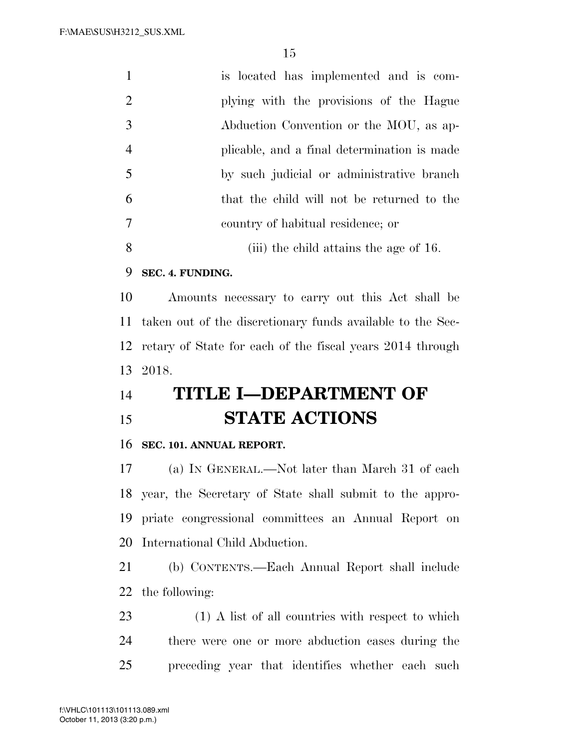is located has implemented and is complying with the provisions of the Hague Abduction Convention or the MOU, as applicable, and a final determination is made by such judicial or administrative branch that the child will not be returned to the country of habitual residence; or

(iii) the child attains the age of 16.

**SEC. 4. FUNDING.**

Amounts necessary to carry out this Act shall be taken out of the discretionary funds available to the Secretary of State for each of the fiscal years 2014 through 2018.

# TITLE I—DEPARTMENT OF STATE ACTIONS

**SEC. 101. ANNUAL REPORT.**

(a) IN GENERAL.—Not later than March 31 of each year, the Secretary of State shall submit to the appropriate congressional committees an Annual Report on International Child Abduction.

(b) CONTENTS.—Each Annual Report shall include the following:

(1) A list of all countries with respect to which there were one or more abduction cases during the preceding year that identifies whether each such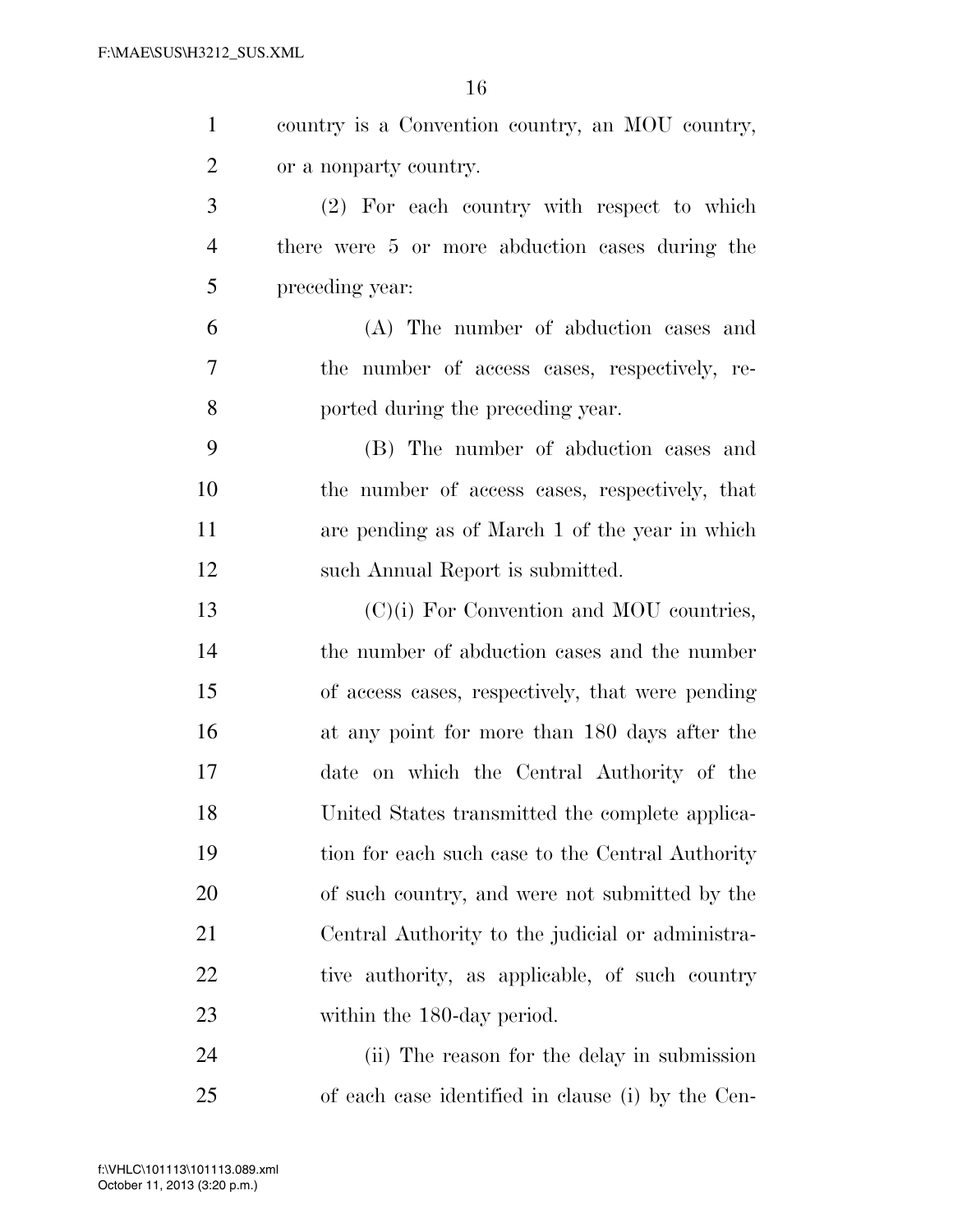country is a Convention country, an MOU country, or a nonparty country.

(2) For each country with respect to which there were 5 or more abduction cases during the preceding year:

(A) The number of abduction cases and the number of access cases, respectively, reported during the preceding year.

(B) The number of abduction cases and the number of access cases, respectively, that are pending as of March 1 of the year in which such Annual Report is submitted.

(C)(i) For Convention and MOU countries, the number of abduction cases and the number of access cases, respectively, that were pending at any point for more than 180 days after the date on which the Central Authority of the United States transmitted the complete application for each such case to the Central Authority of such country, and were not submitted by the Central Authority to the judicial or administrative authority, as applicable, of such country within the 180-day period.

(ii) The reason for the delay in submission of each case identified in clause (i) by the Cen-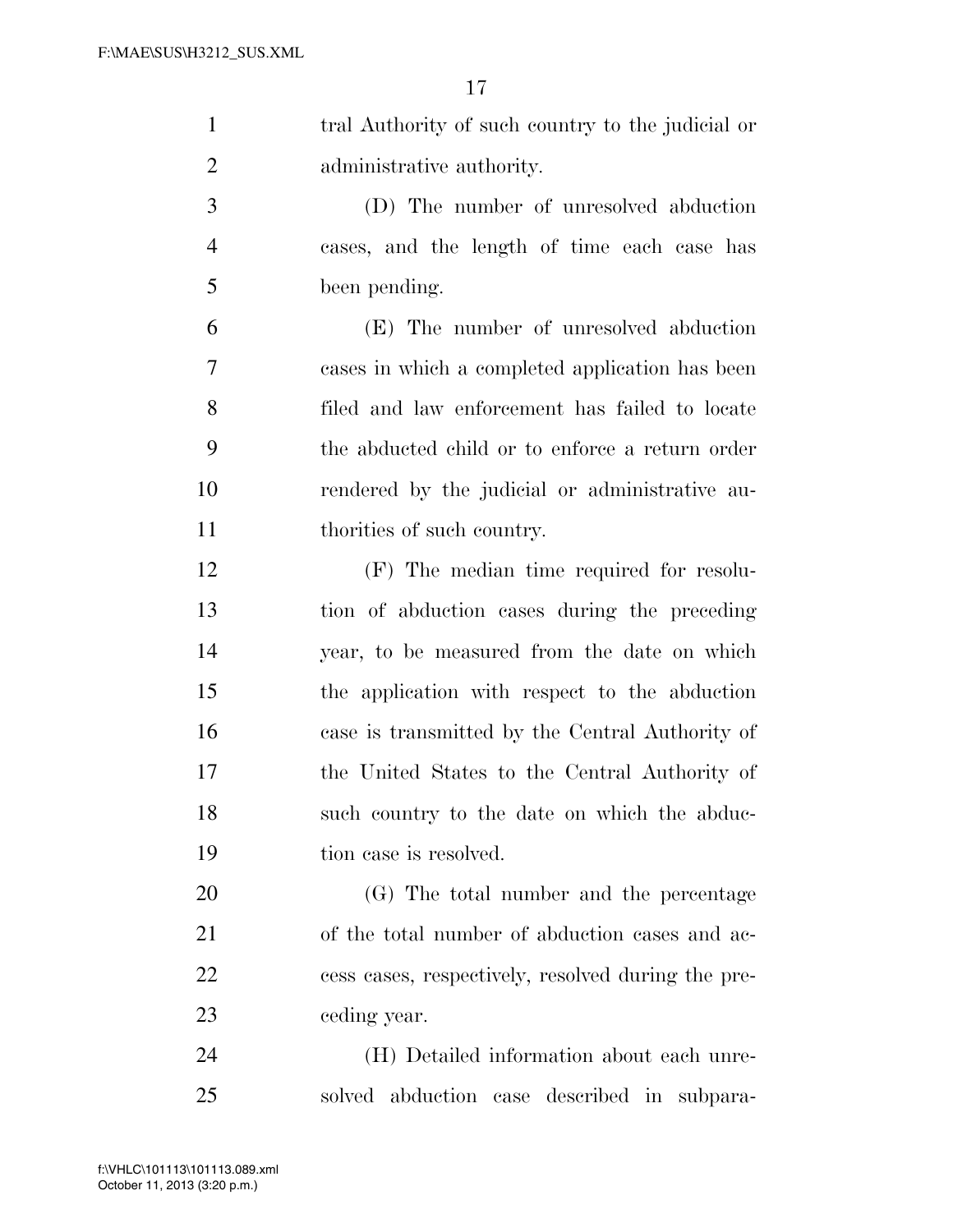tral Authority of such country to the judicial or administrative authority.

(D) The number of unresolved abduction cases, and the length of time each case has been pending.

(E) The number of unresolved abduction cases in which a completed application has been filed and law enforcement has failed to locate the abducted child or to enforce a return order rendered by the judicial or administrative authorities of such country.

(F) The median time required for resolution of abduction cases during the preceding year, to be measured from the date on which the application with respect to the abduction case is transmitted by the Central Authority of the United States to the Central Authority of such country to the date on which the abduction case is resolved.

(G) The total number and the percentage of the total number of abduction cases and access cases, respectively, resolved during the preceding year.

(H) Detailed information about each unresolved abduction case described in subpara-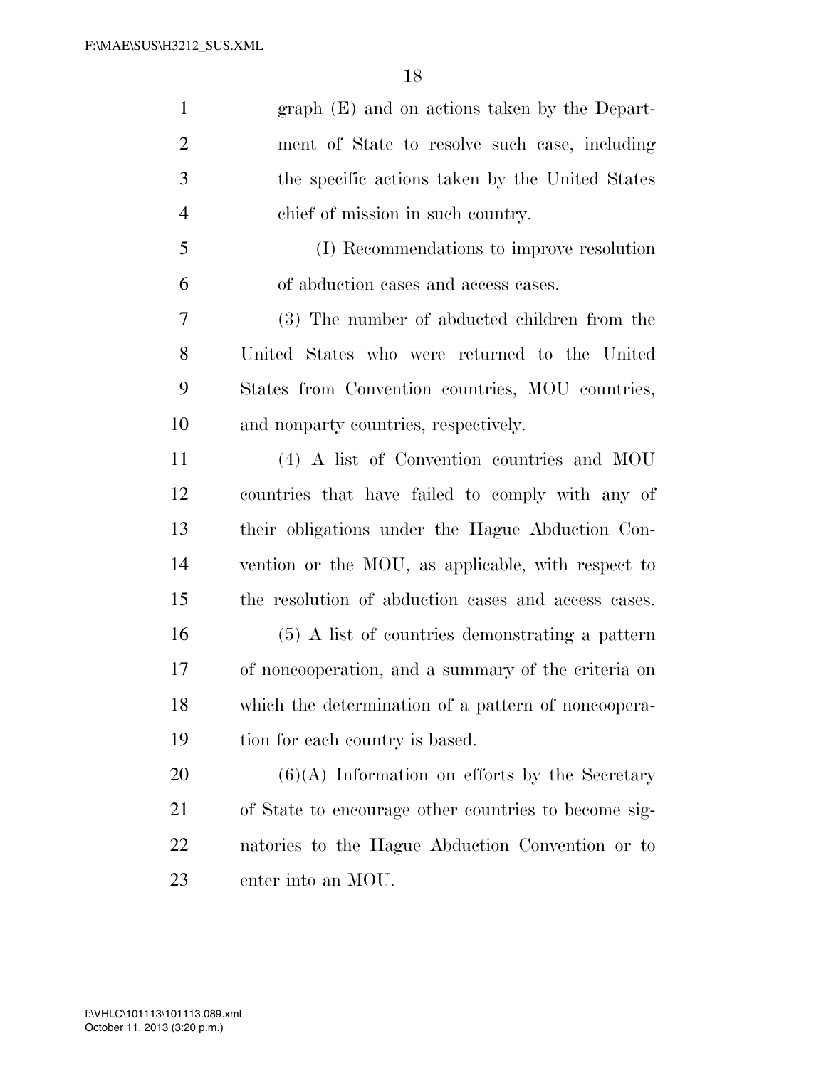graph (E) and on actions taken by the Department of State to resolve such case, including the specific actions taken by the United States chief of mission in such country.

(I) Recommendations to improve resolution of abduction cases and access cases.

(3) The number of abducted children from the United States who were returned to the United States from Convention countries, MOU countries, and nonparty countries, respectively.

(4) A list of Convention countries and MOU countries that have failed to comply with any of their obligations under the Hague Abduction Convention or the MOU, as applicable, with respect to the resolution of abduction cases and access cases.

(5) A list of countries demonstrating a pattern of noncooperation, and a summary of the criteria on which the determination of a pattern of noncooperation for each country is based.

(6)(A) Information on efforts by the Secretary of State to encourage other countries to become signatories to the Hague Abduction Convention or to enter into an MOU.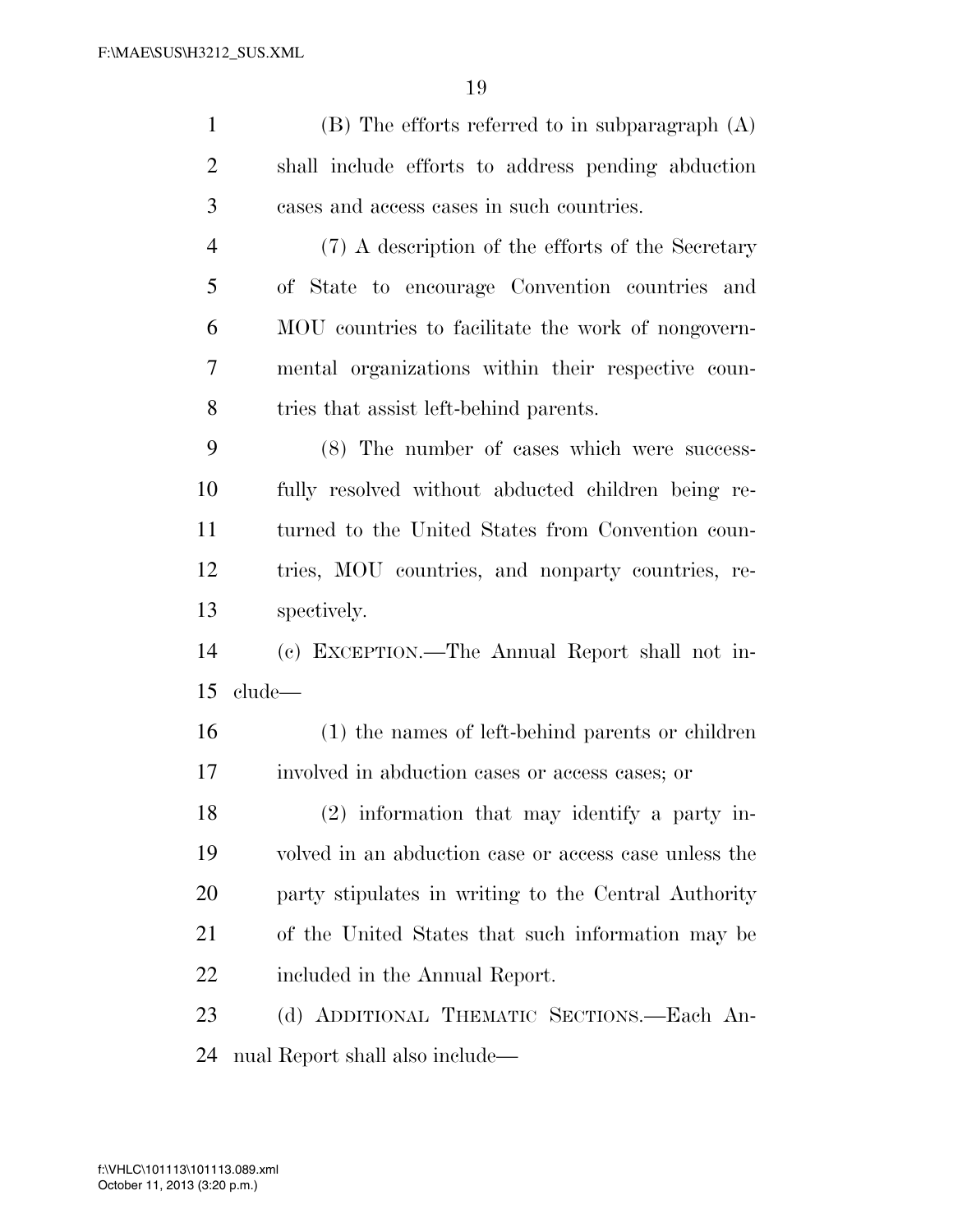(B) The efforts referred to in subparagraph (A) shall include efforts to address pending abduction cases and access cases in such countries.

(7) A description of the efforts of the Secretary of State to encourage Convention countries and MOU countries to facilitate the work of nongovernmental organizations within their respective countries that assist left-behind parents.

(8) The number of cases which were successfully resolved without abducted children being returned to the United States from Convention countries, MOU countries, and nonparty countries, respectively.

(c) EXCEPTION.—The Annual Report shall not include—

(1) the names of left-behind parents or children involved in abduction cases or access cases; or

(2) information that may identify a party involved in an abduction case or access case unless the party stipulates in writing to the Central Authority of the United States that such information may be included in the Annual Report.

(d) ADDITIONAL THEMATIC SECTIONS.—Each Annual Report shall also include—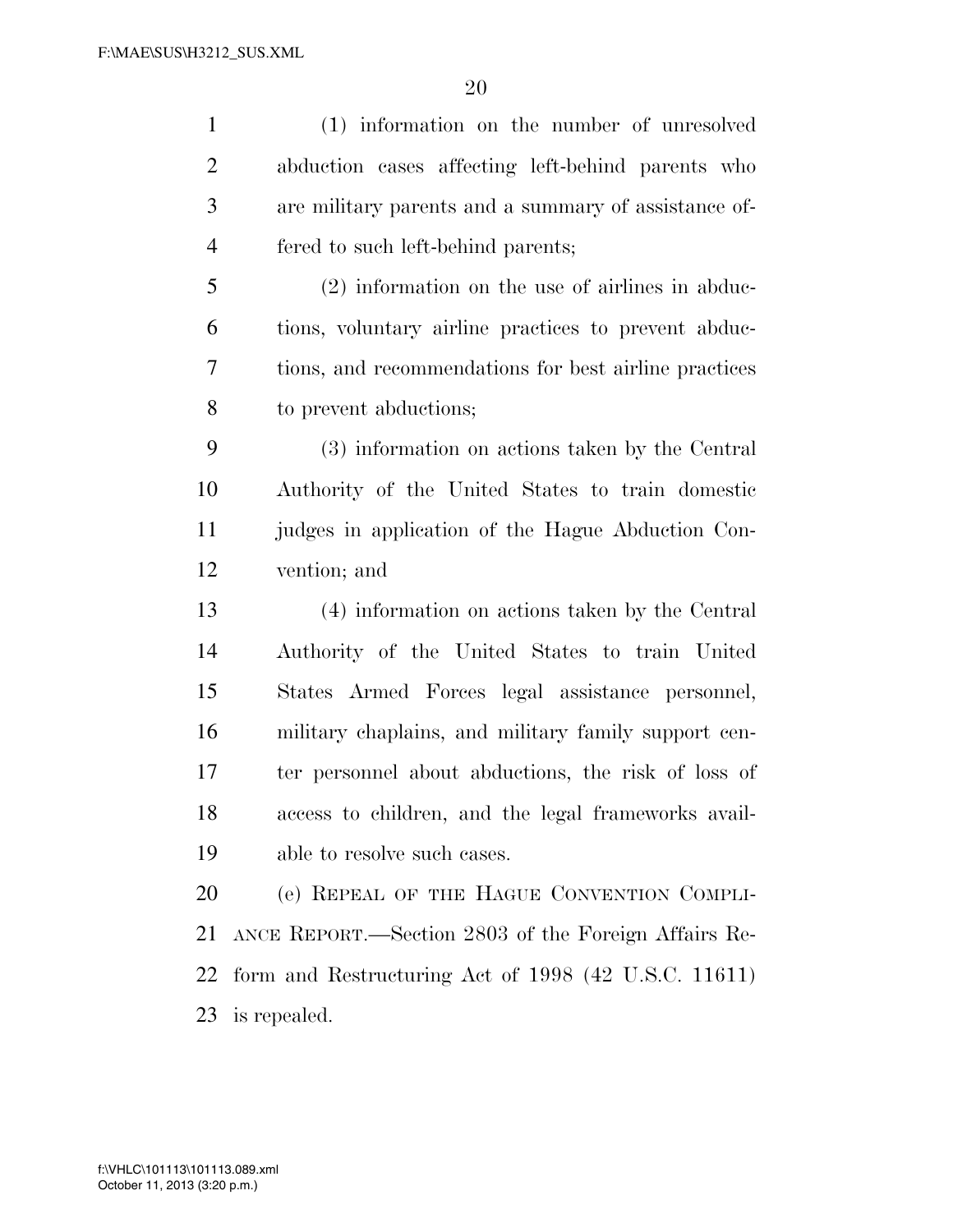(1) information on the number of unresolved abduction cases affecting left-behind parents who are military parents and a summary of assistance offered to such left-behind parents;

(2) information on the use of airlines in abductions, voluntary airline practices to prevent abductions, and recommendations for best airline practices to prevent abductions;

(3) information on actions taken by the Central Authority of the United States to train domestic judges in application of the Hague Abduction Convention; and

(4) information on actions taken by the Central Authority of the United States to train United States Armed Forces legal assistance personnel, military chaplains, and military family support center personnel about abductions, the risk of loss of access to children, and the legal frameworks available to resolve such cases.

(e) REPEAL OF THE HAGUE CONVENTION COMPLIANCE REPORT.—Section 2803 of the Foreign Affairs Reform and Restructuring Act of 1998 (42 U.S.C. 11611) is repealed.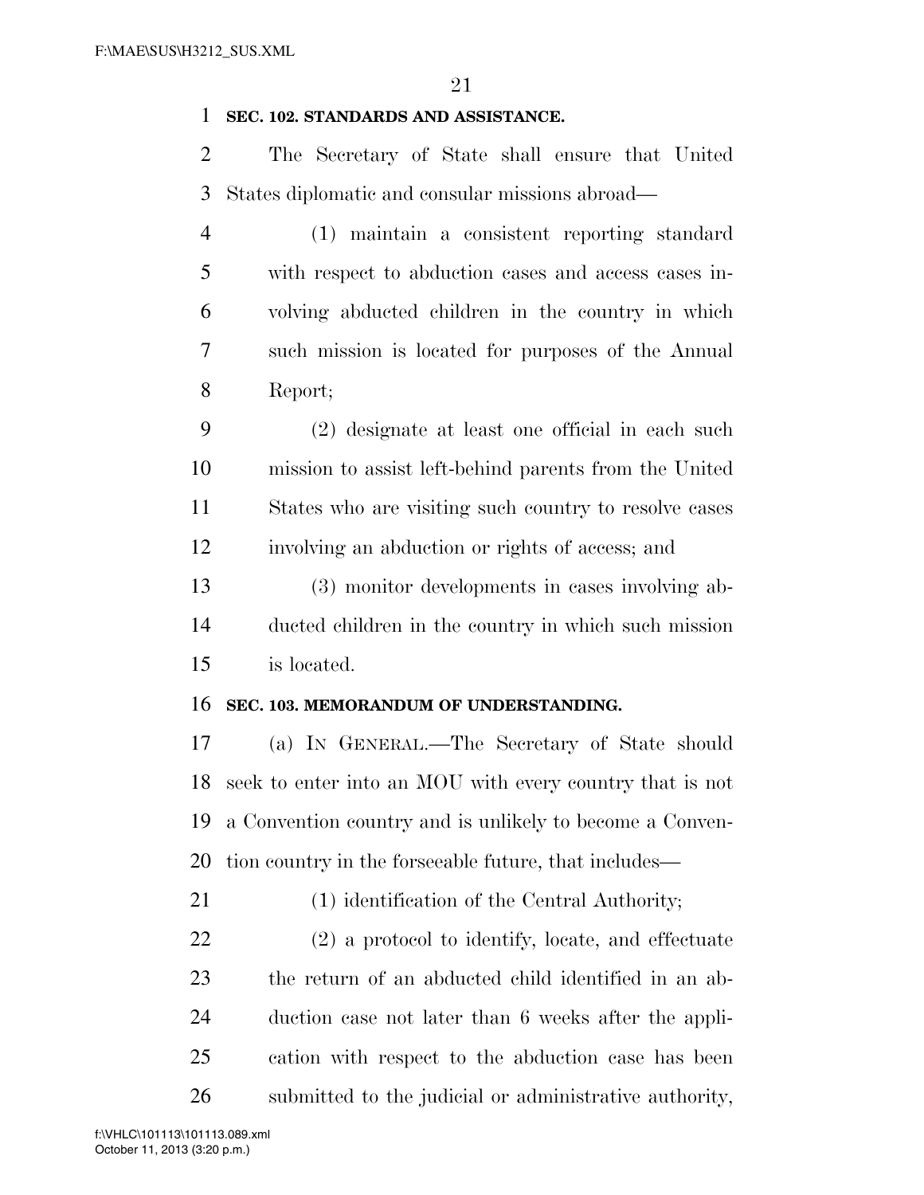**SEC. 102. STANDARDS AND ASSISTANCE.**

The Secretary of State shall ensure that United States diplomatic and consular missions abroad—

(1) maintain a consistent reporting standard with respect to abduction cases and access cases involving abducted children in the country in which such mission is located for purposes of the Annual Report;

(2) designate at least one official in each such mission to assist left-behind parents from the United States who are visiting such country to resolve cases involving an abduction or rights of access; and

(3) monitor developments in cases involving abducted children in the country in which such mission is located.

**SEC. 103. MEMORANDUM OF UNDERSTANDING.**

(a) IN GENERAL.—The Secretary of State should seek to enter into an MOU with every country that is not a Convention country and is unlikely to become a Convention country in the forseeable future, that includes—

(1) identification of the Central Authority;

(2) a protocol to identify, locate, and effectuate the return of an abducted child identified in an abduction case not later than 6 weeks after the application with respect to the abduction case has been submitted to the judicial or administrative authority,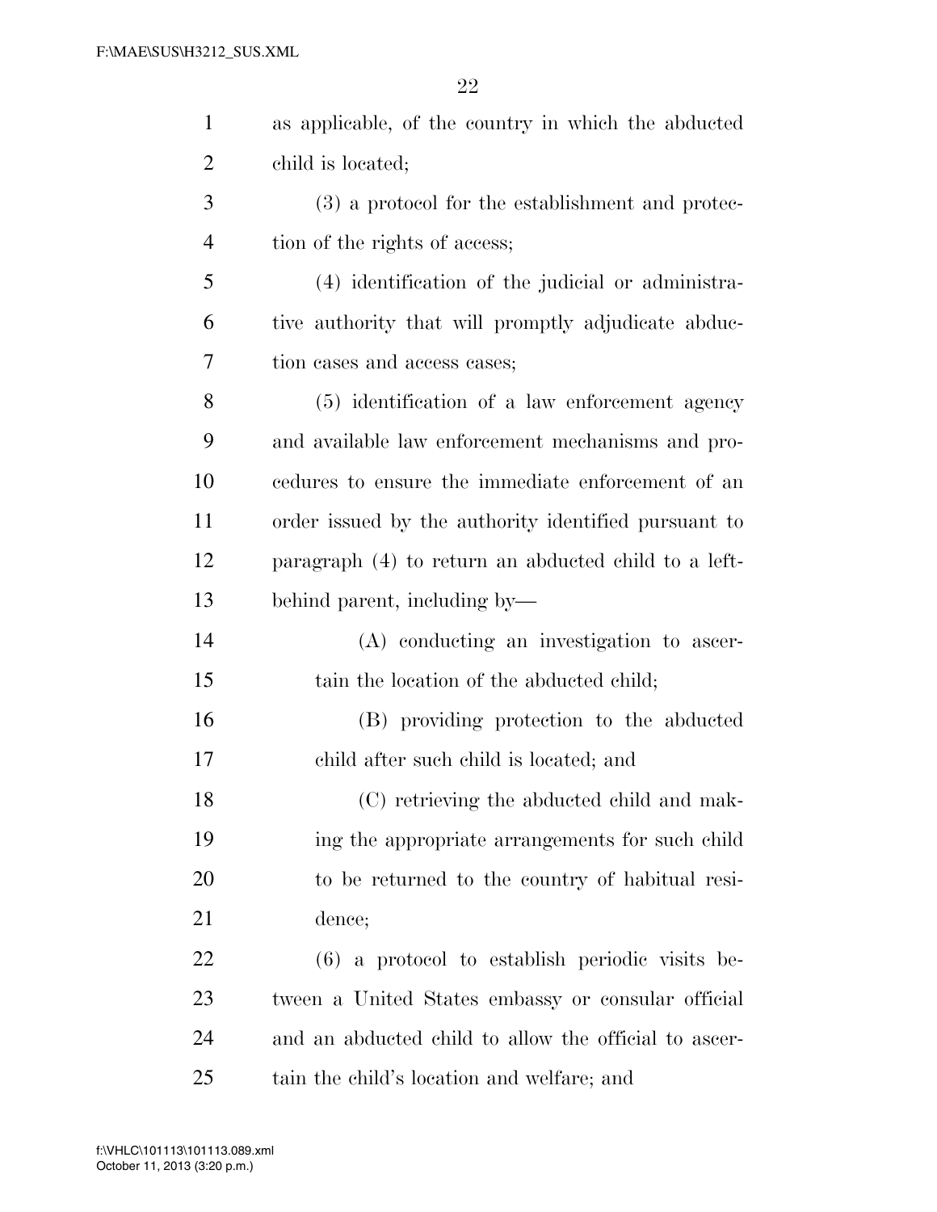as applicable, of the country in which the abducted child is located;

(3) a protocol for the establishment and protection of the rights of access;

(4) identification of the judicial or administrative authority that will promptly adjudicate abduction cases and access cases;

(5) identification of a law enforcement agency and available law enforcement mechanisms and procedures to ensure the immediate enforcement of an order issued by the authority identified pursuant to paragraph (4) to return an abducted child to a left-behind parent, including by—

(A) conducting an investigation to ascertain the location of the abducted child;

(B) providing protection to the abducted child after such child is located; and

(C) retrieving the abducted child and making the appropriate arrangements for such child to be returned to the country of habitual residence;

(6) a protocol to establish periodic visits between a United States embassy or consular official and an abducted child to allow the official to ascertain the child's location and welfare; and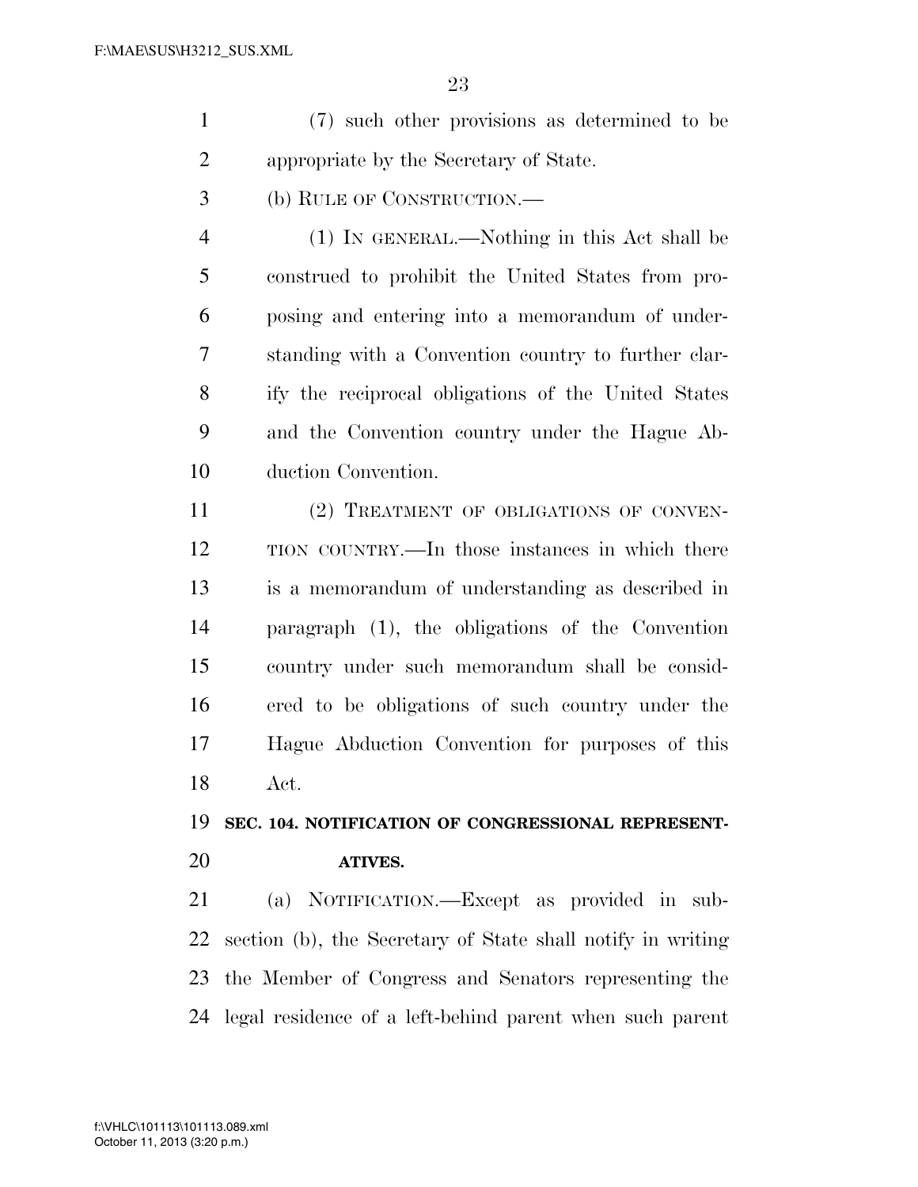(7) such other provisions as determined to be appropriate by the Secretary of State.

(b) RULE OF CONSTRUCTION.—

(1) IN GENERAL.—Nothing in this Act shall be construed to prohibit the United States from proposing and entering into a memorandum of understanding with a Convention country to further clarify the reciprocal obligations of the United States and the Convention country under the Hague Abduction Convention.

(2) TREATMENT OF OBLIGATIONS OF CONVENTION COUNTRY.—In those instances in which there is a memorandum of understanding as described in paragraph (1), the obligations of the Convention country under such memorandum shall be considered to be obligations of such country under the Hague Abduction Convention for purposes of this Act.

## SEC. 104. NOTIFICATION OF CONGRESSIONAL REPRESENTATIVES.

(a) NOTIFICATION.—Except as provided in subsection (b), the Secretary of State shall notify in writing the Member of Congress and Senators representing the legal residence of a left-behind parent when such parent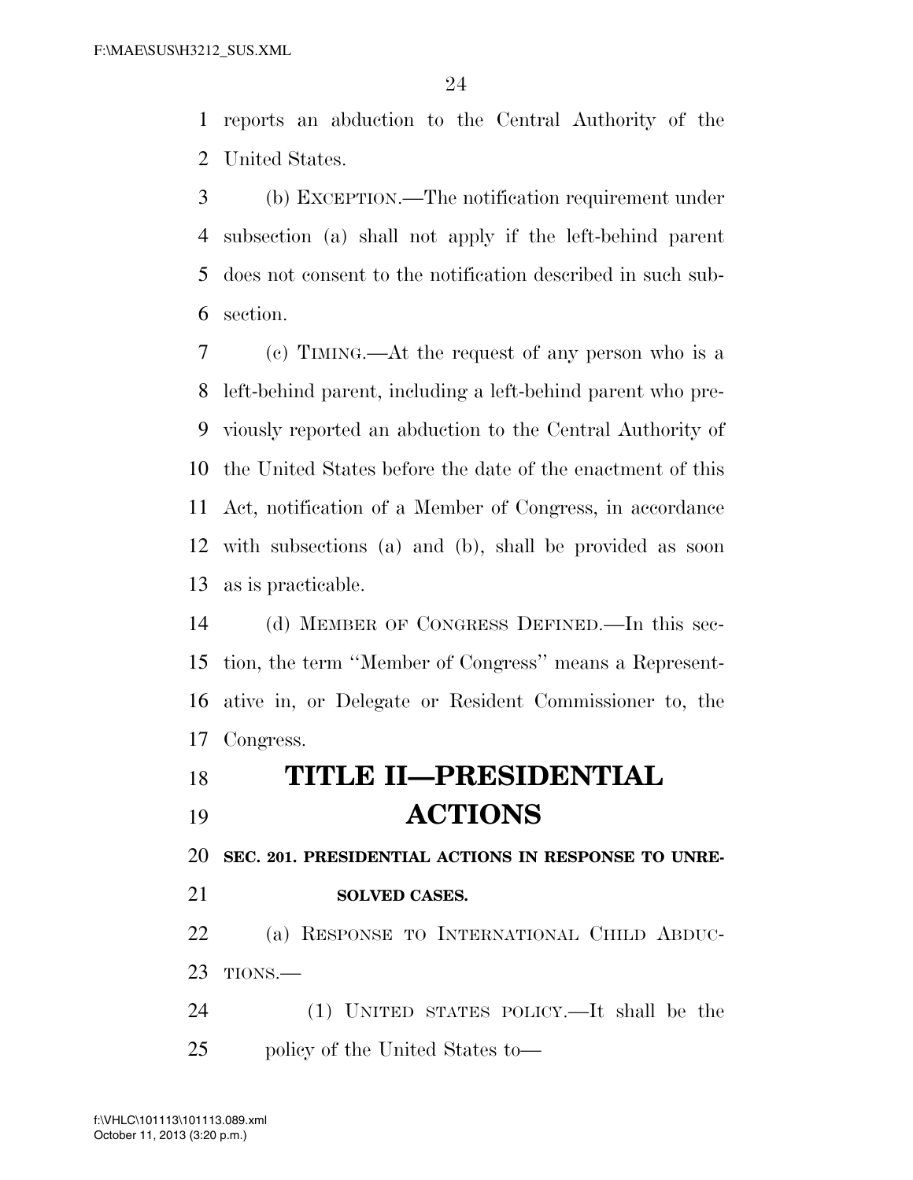reports an abduction to the Central Authority of the United States.

(b) EXCEPTION.—The notification requirement under subsection (a) shall not apply if the left-behind parent does not consent to the notification described in such subsection.

(c) TIMING.—At the request of any person who is a left-behind parent, including a left-behind parent who previously reported an abduction to the Central Authority of the United States before the date of the enactment of this Act, notification of a Member of Congress, in accordance with subsections (a) and (b), shall be provided as soon as is practicable.

(d) MEMBER OF CONGRESS DEFINED.—In this section, the term ''Member of Congress'' means a Representative in, or Delegate or Resident Commissioner to, the Congress.

# TITLE II—PRESIDENTIAL ACTIONS

**SEC. 201. PRESIDENTIAL ACTIONS IN RESPONSE TO UNRESOLVED CASES.**

(a) RESPONSE TO INTERNATIONAL CHILD ABDUCTIONS.—

(1) UNITED STATES POLICY.—It shall be the policy of the United States to—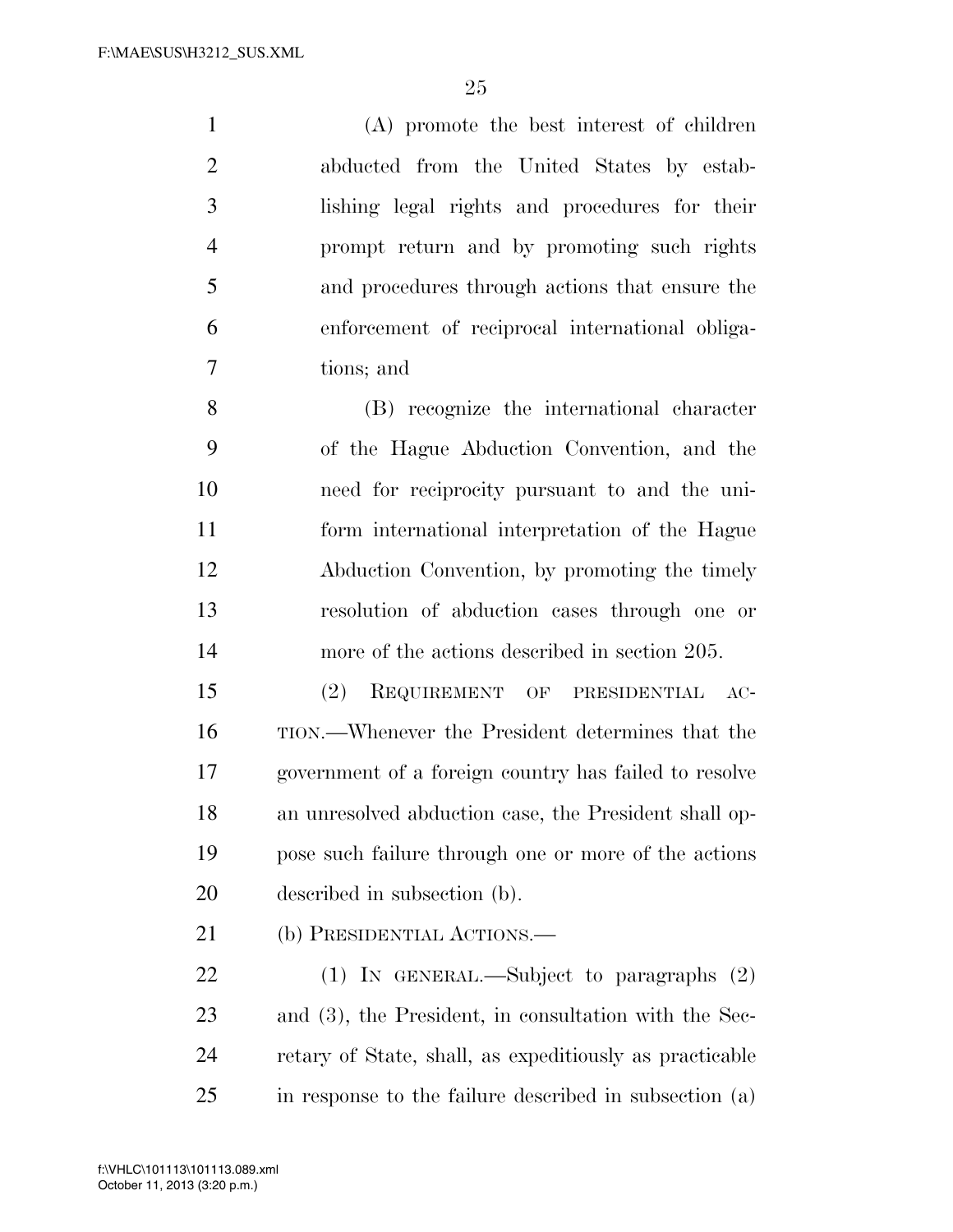(A) promote the best interest of children abducted from the United States by establishing legal rights and procedures for their prompt return and by promoting such rights and procedures through actions that ensure the enforcement of reciprocal international obligations; and

(B) recognize the international character of the Hague Abduction Convention, and the need for reciprocity pursuant to and the uniform international interpretation of the Hague Abduction Convention, by promoting the timely resolution of abduction cases through one or more of the actions described in section 205.

(2) REQUIREMENT OF PRESIDENTIAL ACTION.—Whenever the President determines that the government of a foreign country has failed to resolve an unresolved abduction case, the President shall oppose such failure through one or more of the actions described in subsection (b).

(b) PRESIDENTIAL ACTIONS.—

(1) IN GENERAL.—Subject to paragraphs (2) and (3), the President, in consultation with the Secretary of State, shall, as expeditiously as practicable in response to the failure described in subsection (a)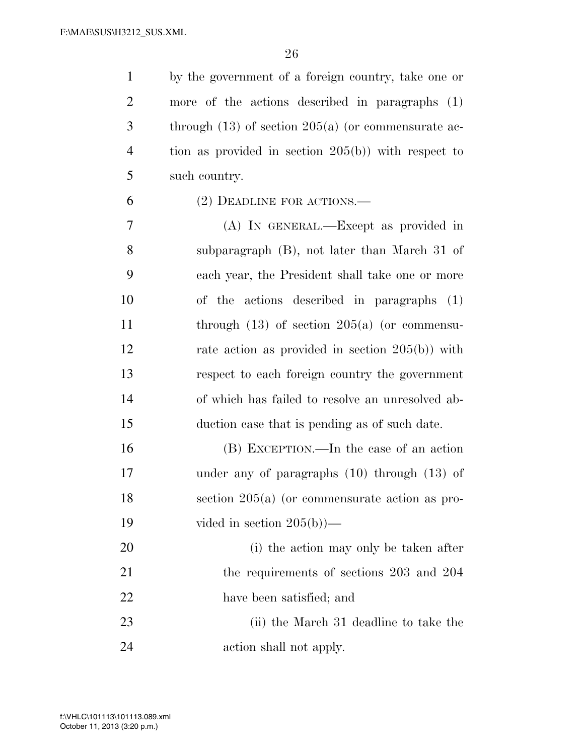by the government of a foreign country, take one or more of the actions described in paragraphs (1) through (13) of section 205(a) (or commensurate action as provided in section 205(b)) with respect to such country.

(2) DEADLINE FOR ACTIONS.—

(A) IN GENERAL.—Except as provided in subparagraph (B), not later than March 31 of each year, the President shall take one or more of the actions described in paragraphs (1) through (13) of section 205(a) (or commensurate action as provided in section 205(b)) with respect to each foreign country the government of which has failed to resolve an unresolved abduction case that is pending as of such date.

(B) EXCEPTION.—In the case of an action under any of paragraphs (10) through (13) of section 205(a) (or commensurate action as provided in section 205(b))—

(i) the action may only be taken after the requirements of sections 203 and 204 have been satisfied; and

(ii) the March 31 deadline to take the action shall not apply.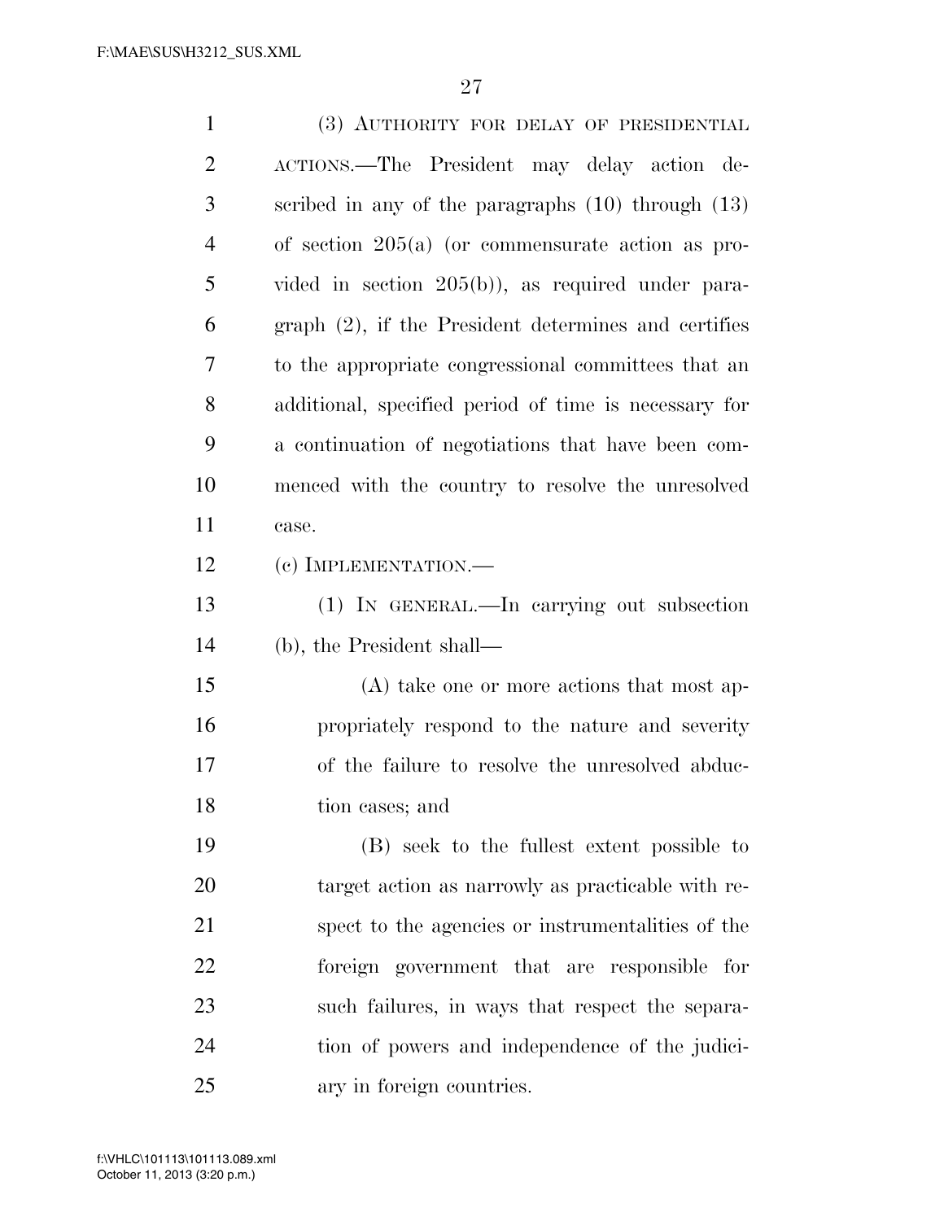(3) AUTHORITY FOR DELAY OF PRESIDENTIAL ACTIONS.—The President may delay action described in any of the paragraphs (10) through (13) of section 205(a) (or commensurate action as provided in section 205(b)), as required under paragraph (2), if the President determines and certifies to the appropriate congressional committees that an additional, specified period of time is necessary for a continuation of negotiations that have been commenced with the country to resolve the unresolved case.

(c) IMPLEMENTATION.—

(1) IN GENERAL.—In carrying out subsection (b), the President shall—

(A) take one or more actions that most appropriately respond to the nature and severity of the failure to resolve the unresolved abduction cases; and

(B) seek to the fullest extent possible to target action as narrowly as practicable with respect to the agencies or instrumentalities of the foreign government that are responsible for such failures, in ways that respect the separation of powers and independence of the judiciary in foreign countries.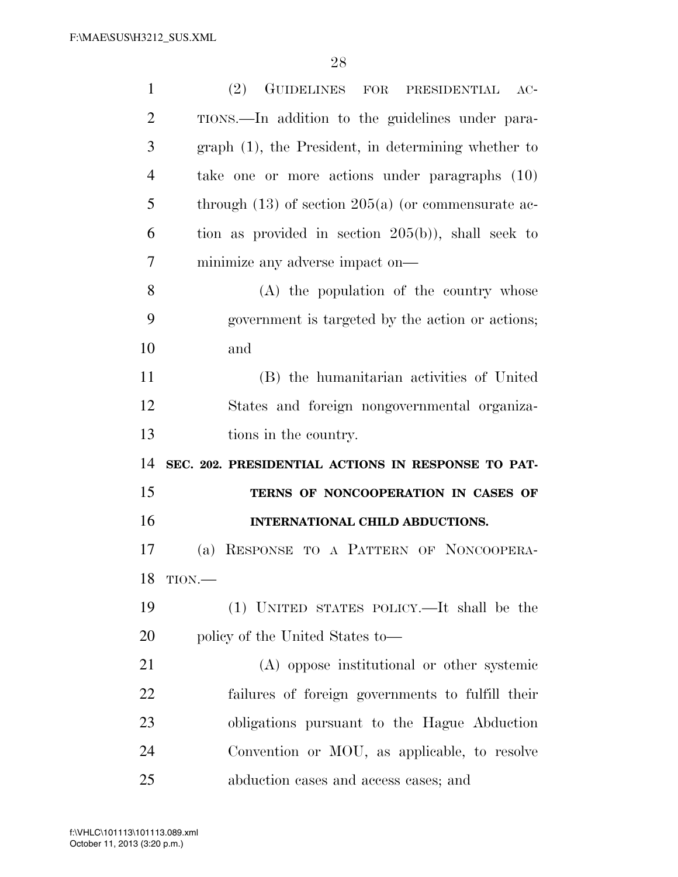(2) GUIDELINES FOR PRESIDENTIAL ACTIONS.—In addition to the guidelines under paragraph (1), the President, in determining whether to take one or more actions under paragraphs (10) through (13) of section 205(a) (or commensurate action as provided in section 205(b)), shall seek to minimize any adverse impact on—

(A) the population of the country whose government is targeted by the action or actions; and

(B) the humanitarian activities of United States and foreign nongovernmental organizations in the country.

**SEC. 202. PRESIDENTIAL ACTIONS IN RESPONSE TO PATTERNS OF NONCOOPERATION IN CASES OF INTERNATIONAL CHILD ABDUCTIONS.**

(a) RESPONSE TO A PATTERN OF NONCOOPERATION.—

(1) UNITED STATES POLICY.—It shall be the policy of the United States to—

(A) oppose institutional or other systemic failures of foreign governments to fulfill their obligations pursuant to the Hague Abduction Convention or MOU, as applicable, to resolve abduction cases and access cases; and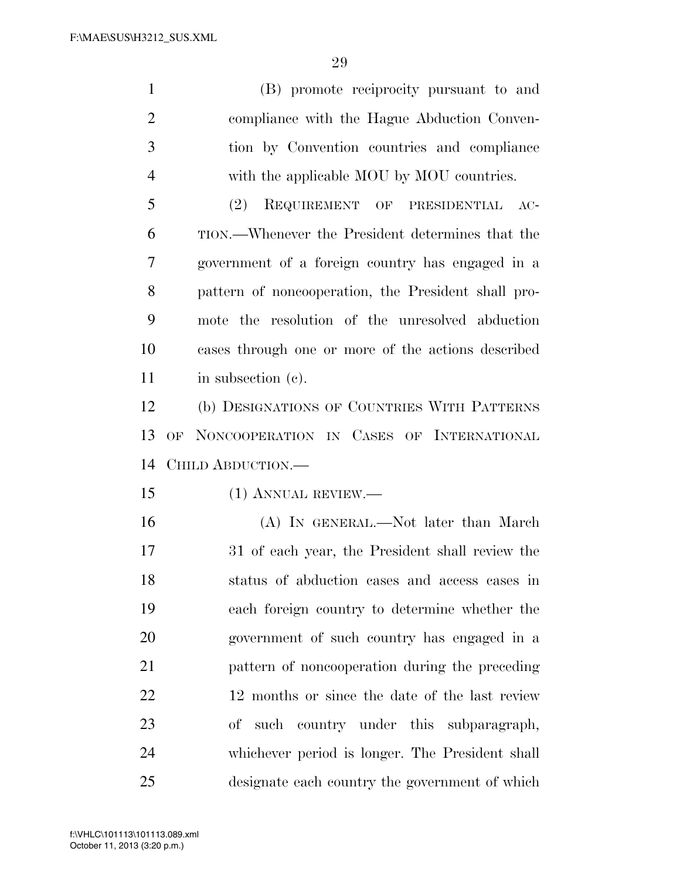(B) promote reciprocity pursuant to and compliance with the Hague Abduction Convention by Convention countries and compliance with the applicable MOU by MOU countries.

(2) REQUIREMENT OF PRESIDENTIAL ACTION.—Whenever the President determines that the government of a foreign country has engaged in a pattern of noncooperation, the President shall promote the resolution of the unresolved abduction cases through one or more of the actions described in subsection (c).

(b) DESIGNATIONS OF COUNTRIES WITH PATTERNS OF NONCOOPERATION IN CASES OF INTERNATIONAL CHILD ABDUCTION.—

(1) ANNUAL REVIEW.—

(A) IN GENERAL.—Not later than March 31 of each year, the President shall review the status of abduction cases and access cases in each foreign country to determine whether the government of such country has engaged in a pattern of noncooperation during the preceding 12 months or since the date of the last review of such country under this subparagraph, whichever period is longer. The President shall designate each country the government of which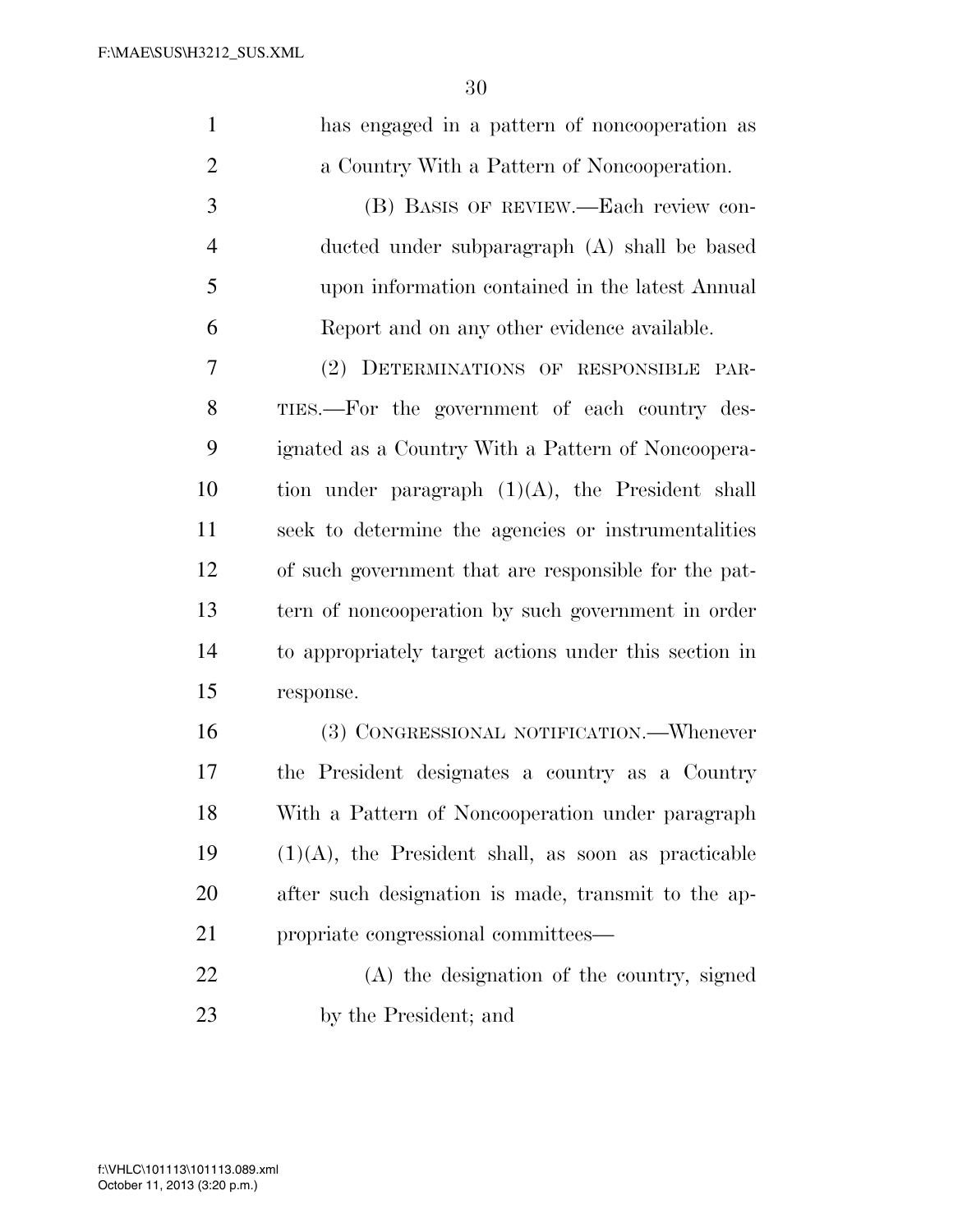has engaged in a pattern of noncooperation as a Country With a Pattern of Noncooperation.

(B) BASIS OF REVIEW.—Each review conducted under subparagraph (A) shall be based upon information contained in the latest Annual Report and on any other evidence available.

(2) DETERMINATIONS OF RESPONSIBLE PARTIES.—For the government of each country designated as a Country With a Pattern of Noncooperation under paragraph (1)(A), the President shall seek to determine the agencies or instrumentalities of such government that are responsible for the pattern of noncooperation by such government in order to appropriately target actions under this section in response.

(3) CONGRESSIONAL NOTIFICATION.—Whenever the President designates a country as a Country With a Pattern of Noncooperation under paragraph (1)(A), the President shall, as soon as practicable after such designation is made, transmit to the appropriate congressional committees—

(A) the designation of the country, signed by the President; and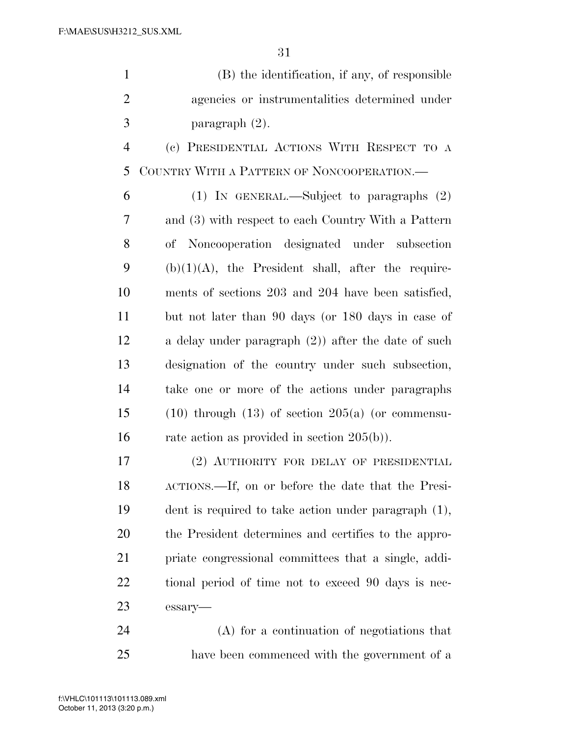(B) the identification, if any, of responsible agencies or instrumentalities determined under paragraph (2).

(c) PRESIDENTIAL ACTIONS WITH RESPECT TO A COUNTRY WITH A PATTERN OF NONCOOPERATION.—

(1) IN GENERAL.—Subject to paragraphs (2) and (3) with respect to each Country With a Pattern of Noncooperation designated under subsection (b)(1)(A), the President shall, after the requirements of sections 203 and 204 have been satisfied, but not later than 90 days (or 180 days in case of a delay under paragraph (2)) after the date of such designation of the country under such subsection, take one or more of the actions under paragraphs (10) through (13) of section 205(a) (or commensurate action as provided in section 205(b)).

(2) AUTHORITY FOR DELAY OF PRESIDENTIAL ACTIONS.—If, on or before the date that the President is required to take action under paragraph (1), the President determines and certifies to the appropriate congressional committees that a single, additional period of time not to exceed 90 days is necessary—

(A) for a continuation of negotiations that have been commenced with the government of a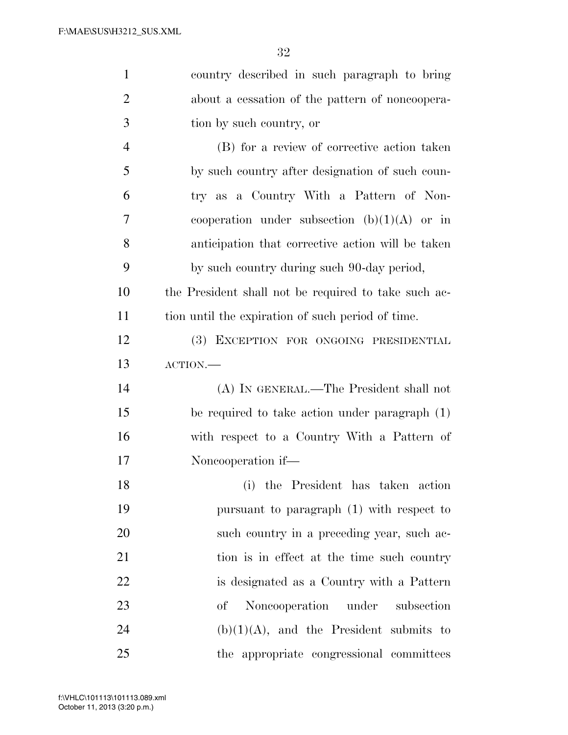country described in such paragraph to bring about a cessation of the pattern of noncooperation by such country, or

(B) for a review of corrective action taken by such country after designation of such country as a Country With a Pattern of Noncooperation under subsection (b)(1)(A) or in anticipation that corrective action will be taken by such country during such 90-day period,

the President shall not be required to take such action until the expiration of such period of time.

(3) EXCEPTION FOR ONGOING PRESIDENTIAL ACTION.—

(A) IN GENERAL.—The President shall not be required to take action under paragraph (1) with respect to a Country With a Pattern of Noncooperation if—

(i) the President has taken action pursuant to paragraph (1) with respect to such country in a preceding year, such action is in effect at the time such country is designated as a Country with a Pattern of Noncooperation under subsection (b)(1)(A), and the President submits to the appropriate congressional committees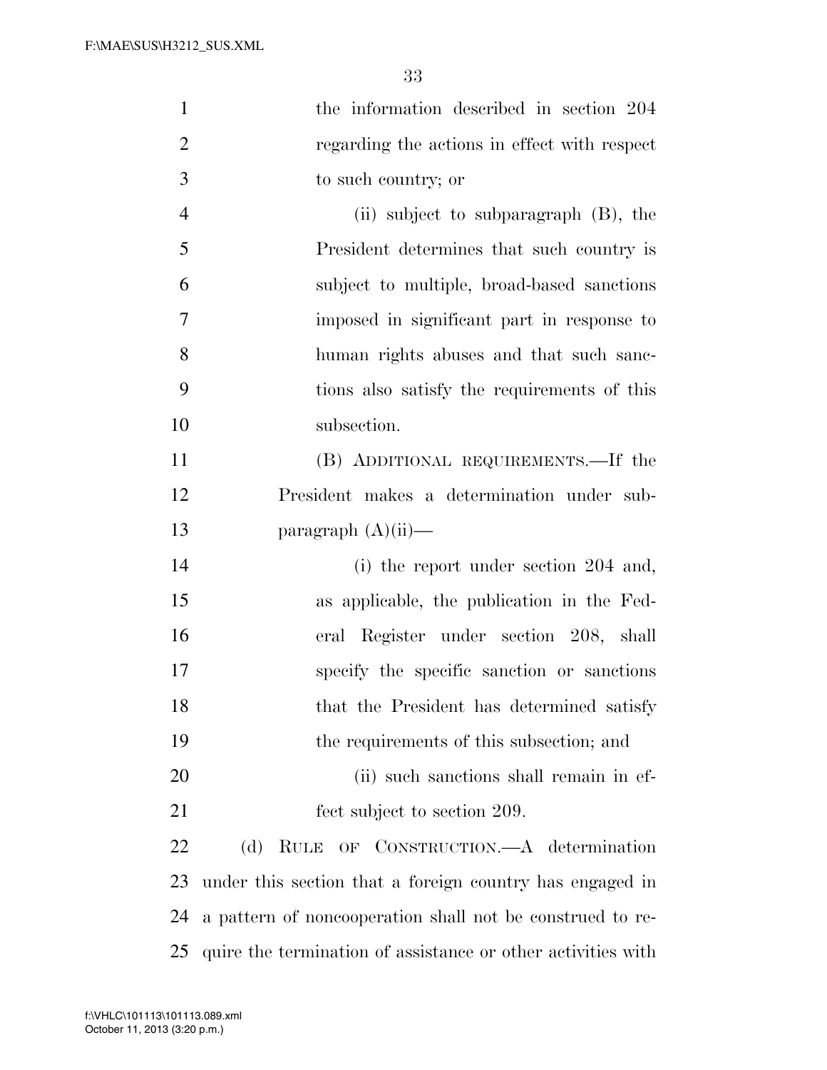the information described in section 204 regarding the actions in effect with respect to such country; or

(ii) subject to subparagraph (B), the President determines that such country is subject to multiple, broad-based sanctions imposed in significant part in response to human rights abuses and that such sanctions also satisfy the requirements of this subsection.

(B) ADDITIONAL REQUIREMENTS.—If the President makes a determination under subparagraph (A)(ii)—

(i) the report under section 204 and, as applicable, the publication in the Federal Register under section 208, shall specify the specific sanction or sanctions that the President has determined satisfy the requirements of this subsection; and

(ii) such sanctions shall remain in effect subject to section 209.

(d) RULE OF CONSTRUCTION.—A determination under this section that a foreign country has engaged in a pattern of noncooperation shall not be construed to require the termination of assistance or other activities with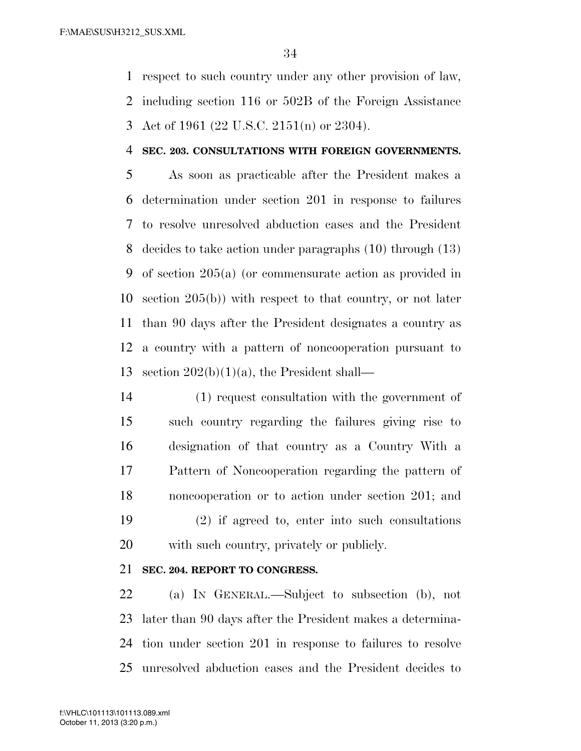respect to such country under any other provision of law, including section 116 or 502B of the Foreign Assistance Act of 1961 (22 U.S.C. 2151(n) or 2304).

**SEC. 203. CONSULTATIONS WITH FOREIGN GOVERNMENTS.**

As soon as practicable after the President makes a determination under section 201 in response to failures to resolve unresolved abduction cases and the President decides to take action under paragraphs (10) through (13) of section 205(a) (or commensurate action as provided in section 205(b)) with respect to that country, or not later than 90 days after the President designates a country as a country with a pattern of noncooperation pursuant to section 202(b)(1)(a), the President shall—

(1) request consultation with the government of such country regarding the failures giving rise to designation of that country as a Country With a Pattern of Noncooperation regarding the pattern of noncooperation or to action under section 201; and

(2) if agreed to, enter into such consultations with such country, privately or publicly.

**SEC. 204. REPORT TO CONGRESS.**

(a) IN GENERAL.—Subject to subsection (b), not later than 90 days after the President makes a determination under section 201 in response to failures to resolve unresolved abduction cases and the President decides to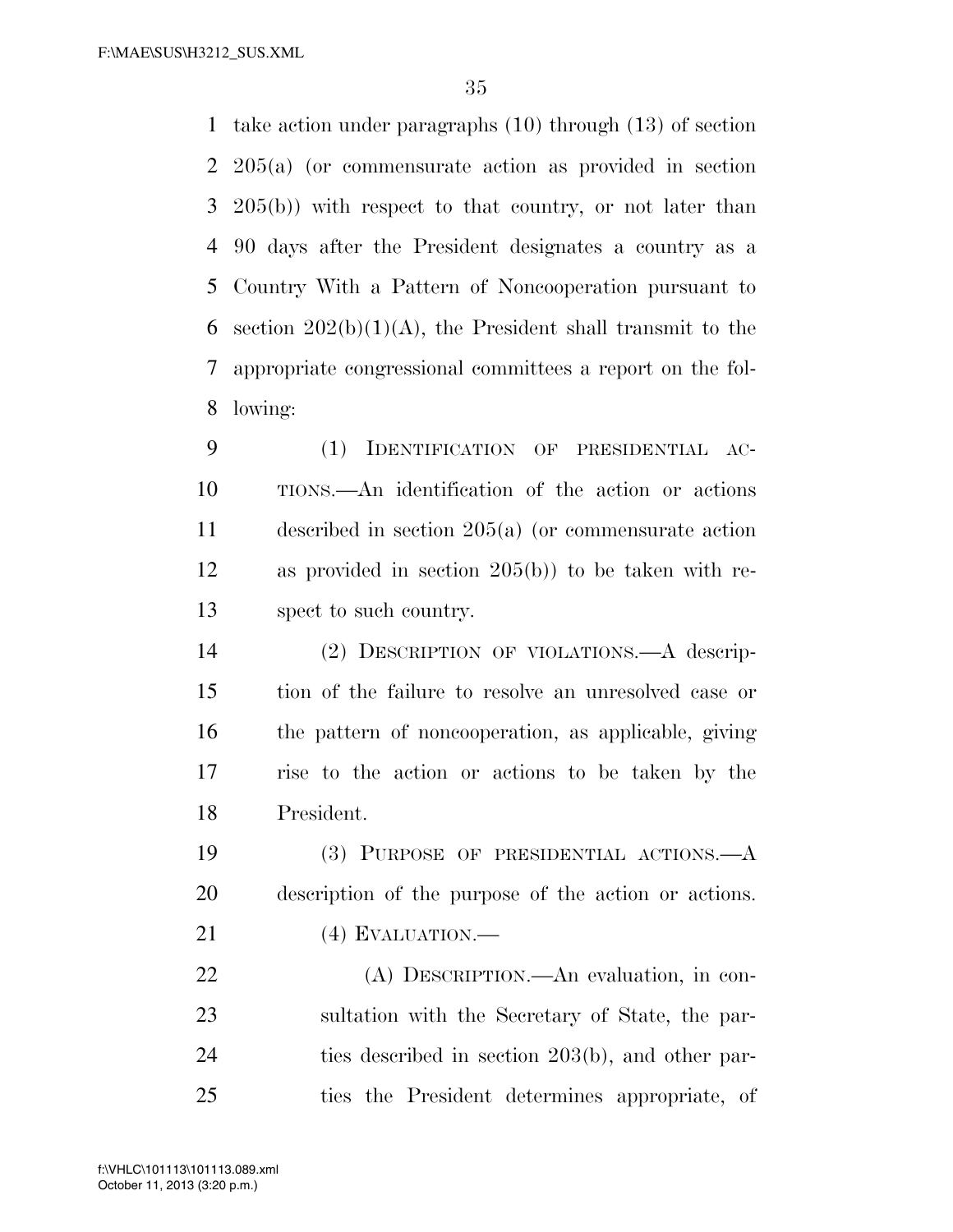take action under paragraphs (10) through (13) of section 205(a) (or commensurate action as provided in section 205(b)) with respect to that country, or not later than 90 days after the President designates a country as a Country With a Pattern of Noncooperation pursuant to section 202(b)(1)(A), the President shall transmit to the appropriate congressional committees a report on the following:

(1) IDENTIFICATION OF PRESIDENTIAL ACTIONS.—An identification of the action or actions described in section 205(a) (or commensurate action as provided in section 205(b)) to be taken with respect to such country.

(2) DESCRIPTION OF VIOLATIONS.—A description of the failure to resolve an unresolved case or the pattern of noncooperation, as applicable, giving rise to the action or actions to be taken by the President.

(3) PURPOSE OF PRESIDENTIAL ACTIONS.—A description of the purpose of the action or actions.

(4) EVALUATION.—

(A) DESCRIPTION.—An evaluation, in consultation with the Secretary of State, the parties described in section 203(b), and other parties the President determines appropriate, of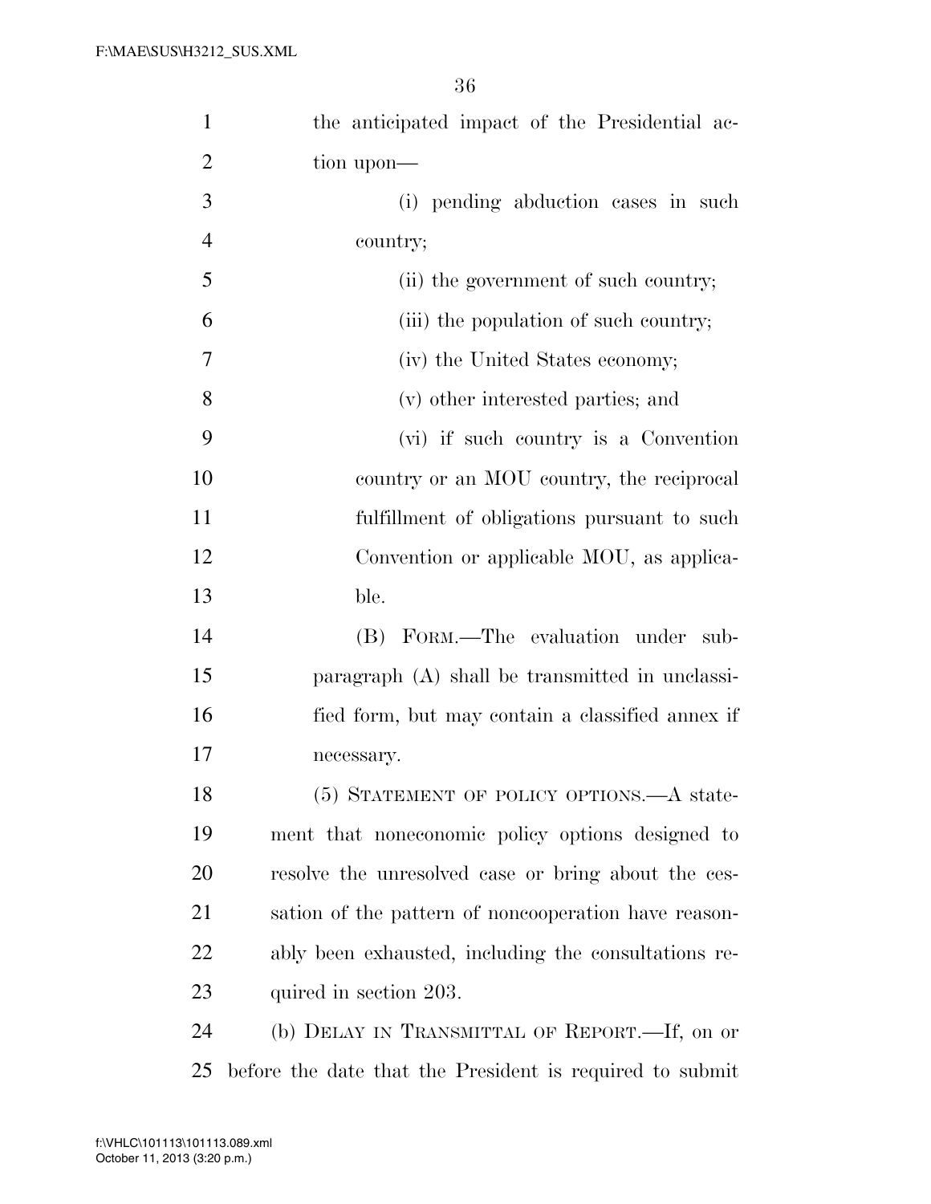the anticipated impact of the Presidential action upon—

(i) pending abduction cases in such country;

(ii) the government of such country;

(iii) the population of such country;

(iv) the United States economy;

(v) other interested parties; and

(vi) if such country is a Convention country or an MOU country, the reciprocal fulfillment of obligations pursuant to such Convention or applicable MOU, as applicable.

(B) FORM.—The evaluation under subparagraph (A) shall be transmitted in unclassified form, but may contain a classified annex if necessary.

(5) STATEMENT OF POLICY OPTIONS.—A statement that noneconomic policy options designed to resolve the unresolved case or bring about the cessation of the pattern of noncooperation have reasonably been exhausted, including the consultations required in section 203.

(b) DELAY IN TRANSMITTAL OF REPORT.—If, on or before the date that the President is required to submit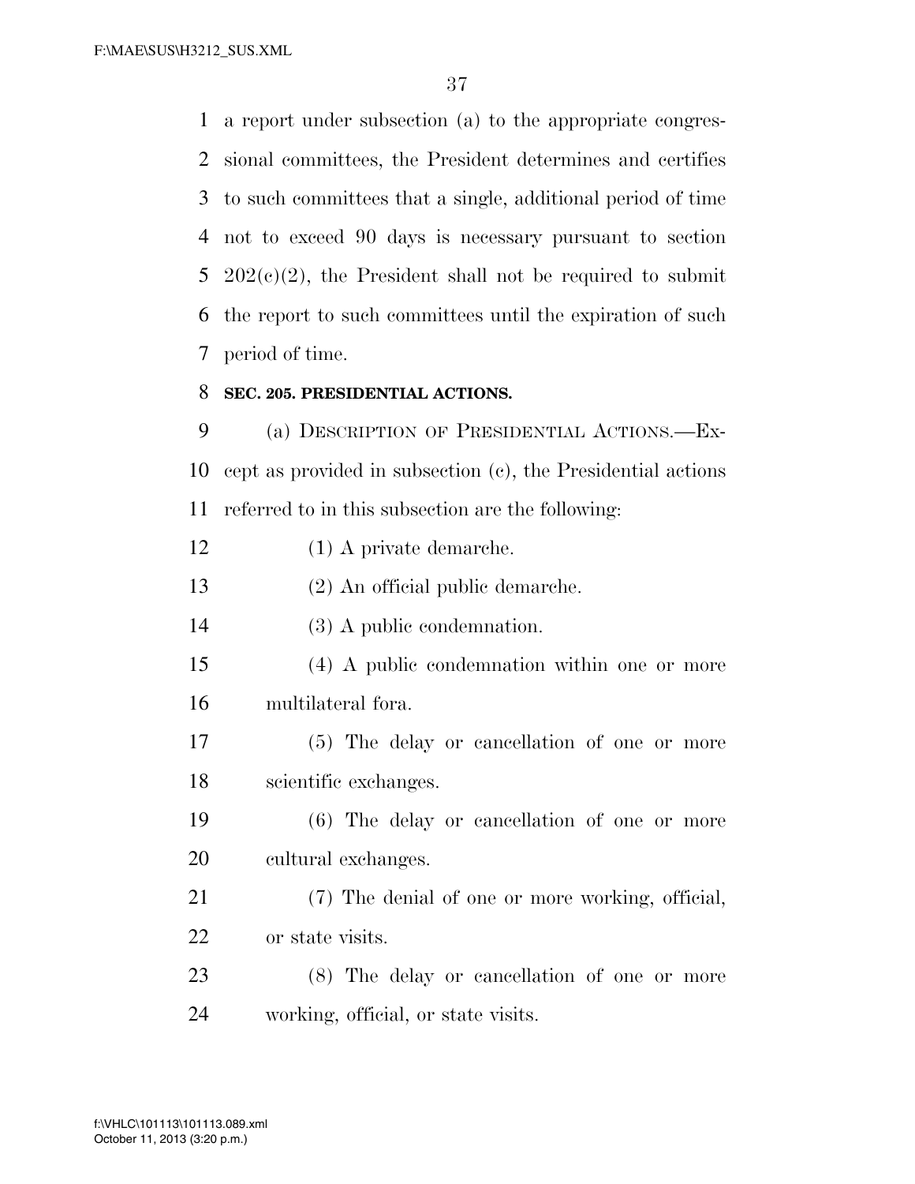a report under subsection (a) to the appropriate congressional committees, the President determines and certifies to such committees that a single, additional period of time not to exceed 90 days is necessary pursuant to section 202(c)(2), the President shall not be required to submit the report to such committees until the expiration of such period of time.

**SEC. 205. PRESIDENTIAL ACTIONS.**

(a) DESCRIPTION OF PRESIDENTIAL ACTIONS.—Except as provided in subsection (c), the Presidential actions referred to in this subsection are the following:

(1) A private demarche.

(2) An official public demarche.

(3) A public condemnation.

(4) A public condemnation within one or more multilateral fora.

(5) The delay or cancellation of one or more scientific exchanges.

(6) The delay or cancellation of one or more cultural exchanges.

(7) The denial of one or more working, official, or state visits.

(8) The delay or cancellation of one or more working, official, or state visits.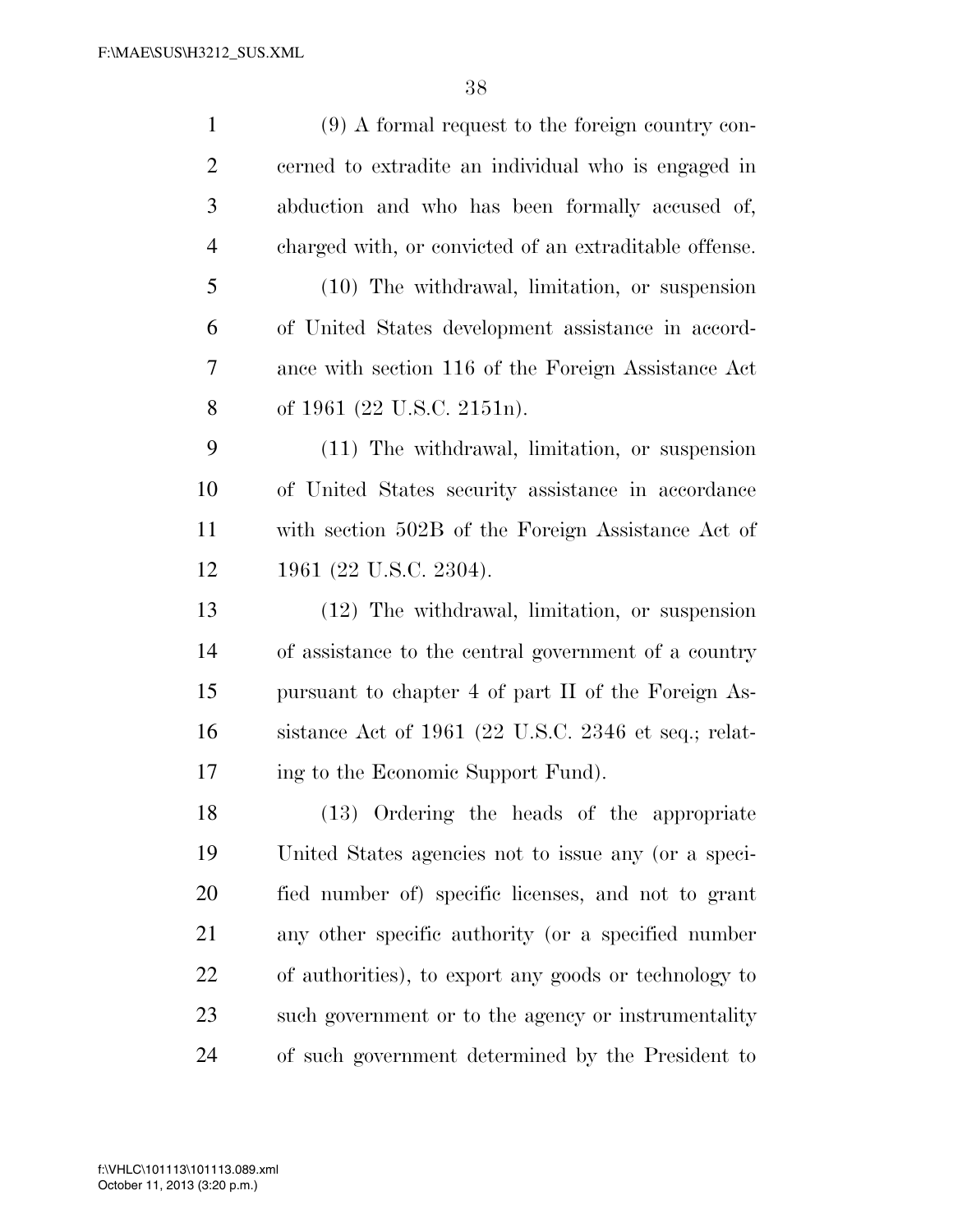(9) A formal request to the foreign country concerned to extradite an individual who is engaged in abduction and who has been formally accused of, charged with, or convicted of an extraditable offense.

(10) The withdrawal, limitation, or suspension of United States development assistance in accordance with section 116 of the Foreign Assistance Act of 1961 (22 U.S.C. 2151n).

(11) The withdrawal, limitation, or suspension of United States security assistance in accordance with section 502B of the Foreign Assistance Act of 1961 (22 U.S.C. 2304).

(12) The withdrawal, limitation, or suspension of assistance to the central government of a country pursuant to chapter 4 of part II of the Foreign Assistance Act of 1961 (22 U.S.C. 2346 et seq.; relating to the Economic Support Fund).

(13) Ordering the heads of the appropriate United States agencies not to issue any (or a specified number of) specific licenses, and not to grant any other specific authority (or a specified number of authorities), to export any goods or technology to such government or to the agency or instrumentality of such government determined by the President to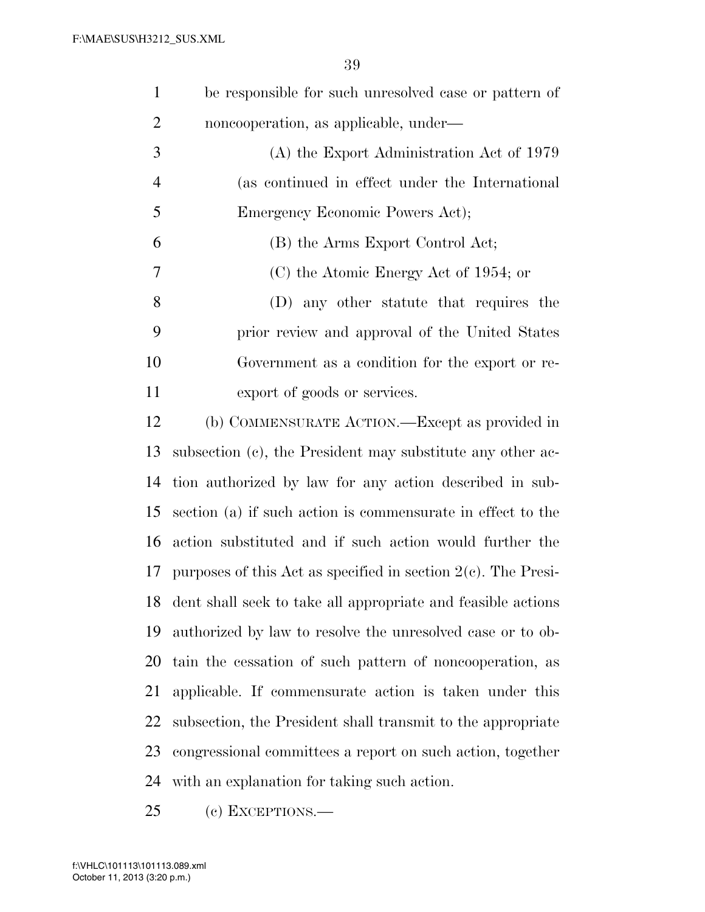be responsible for such unresolved case or pattern of noncooperation, as applicable, under—

(A) the Export Administration Act of 1979 (as continued in effect under the International Emergency Economic Powers Act);

(B) the Arms Export Control Act;

(C) the Atomic Energy Act of 1954; or

(D) any other statute that requires the prior review and approval of the United States Government as a condition for the export or re-export of goods or services.

(b) COMMENSURATE ACTION.—Except as provided in subsection (c), the President may substitute any other action authorized by law for any action described in subsection (a) if such action is commensurate in effect to the action substituted and if such action would further the purposes of this Act as specified in section 2(c). The President shall seek to take all appropriate and feasible actions authorized by law to resolve the unresolved case or to obtain the cessation of such pattern of noncooperation, as applicable. If commensurate action is taken under this subsection, the President shall transmit to the appropriate congressional committees a report on such action, together with an explanation for taking such action.

(c) EXCEPTIONS.—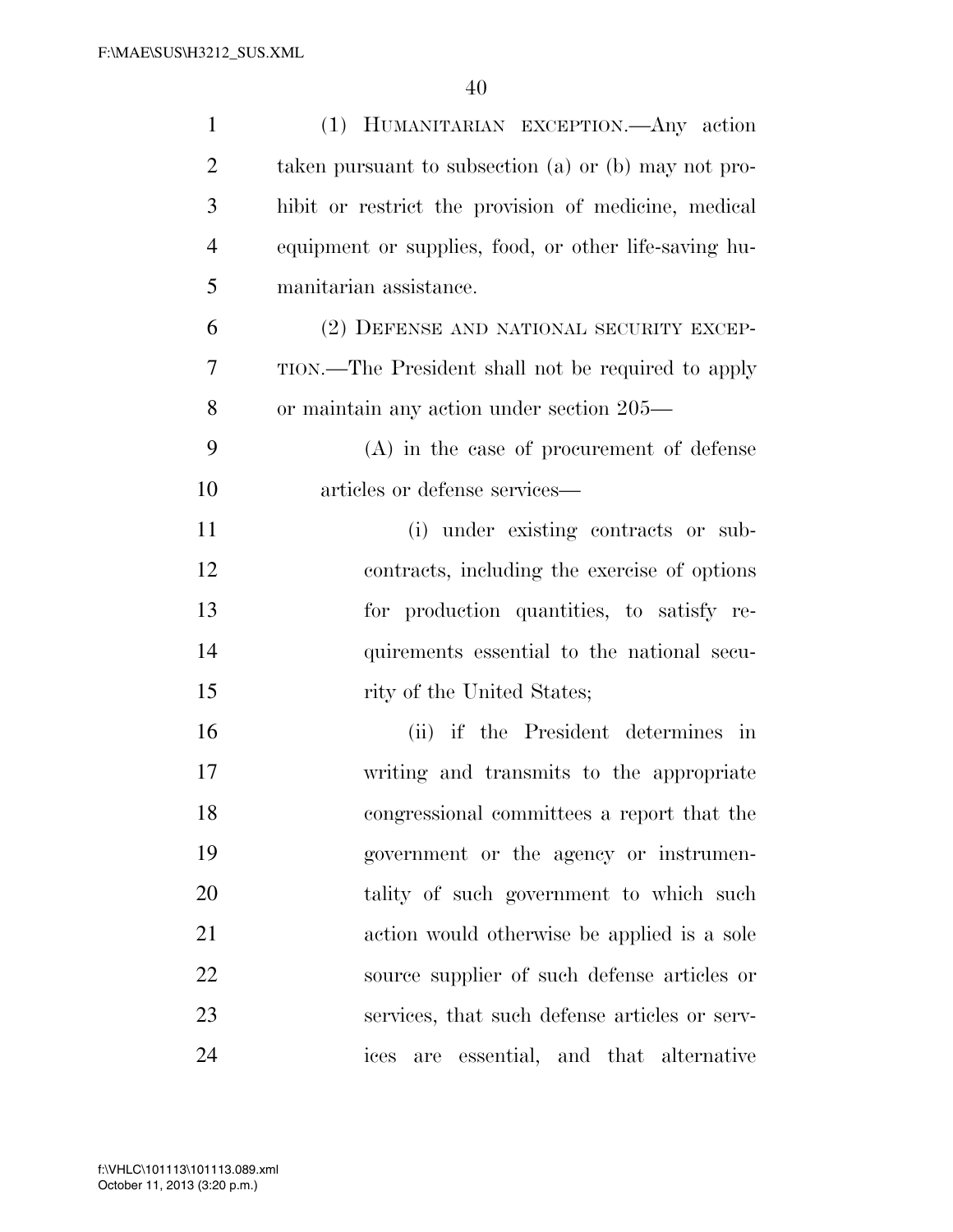(1) HUMANITARIAN EXCEPTION.—Any action taken pursuant to subsection (a) or (b) may not prohibit or restrict the provision of medicine, medical equipment or supplies, food, or other life-saving humanitarian assistance.

(2) DEFENSE AND NATIONAL SECURITY EXCEPTION.—The President shall not be required to apply or maintain any action under section 205—

(A) in the case of procurement of defense articles or defense services—

(i) under existing contracts or subcontracts, including the exercise of options for production quantities, to satisfy requirements essential to the national security of the United States;

(ii) if the President determines in writing and transmits to the appropriate congressional committees a report that the government or the agency or instrumentality of such government to which such action would otherwise be applied is a sole source supplier of such defense articles or services, that such defense articles or services are essential, and that alternative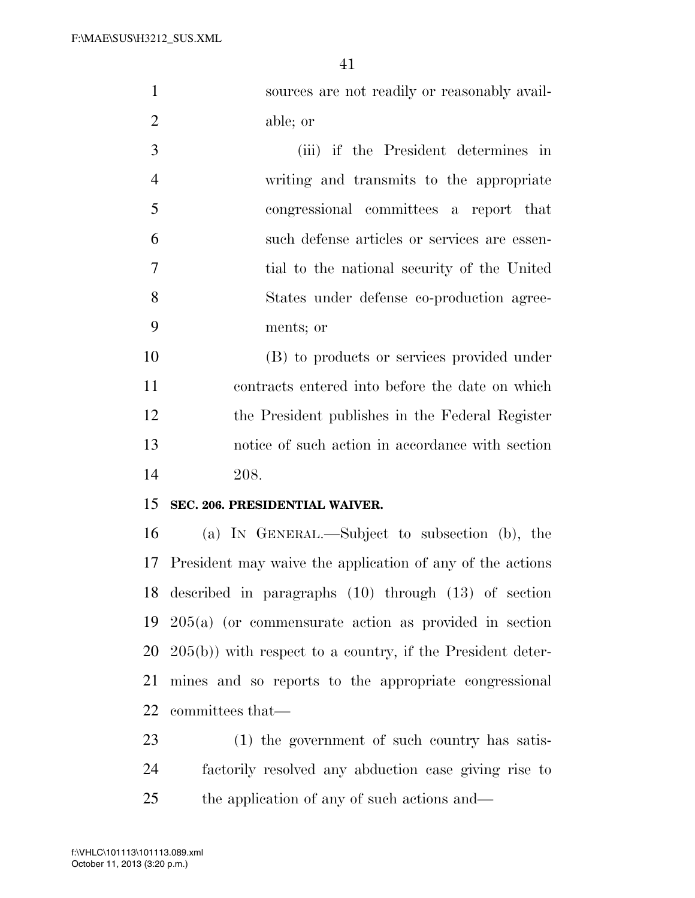sources are not readily or reasonably available; or

(iii) if the President determines in writing and transmits to the appropriate congressional committees a report that such defense articles or services are essential to the national security of the United States under defense co-production agreements; or

(B) to products or services provided under contracts entered into before the date on which the President publishes in the Federal Register notice of such action in accordance with section 208.

**SEC. 206. PRESIDENTIAL WAIVER.**

(a) IN GENERAL.—Subject to subsection (b), the President may waive the application of any of the actions described in paragraphs (10) through (13) of section 205(a) (or commensurate action as provided in section 205(b)) with respect to a country, if the President determines and so reports to the appropriate congressional committees that—

(1) the government of such country has satisfactorily resolved any abduction case giving rise to the application of any of such actions and—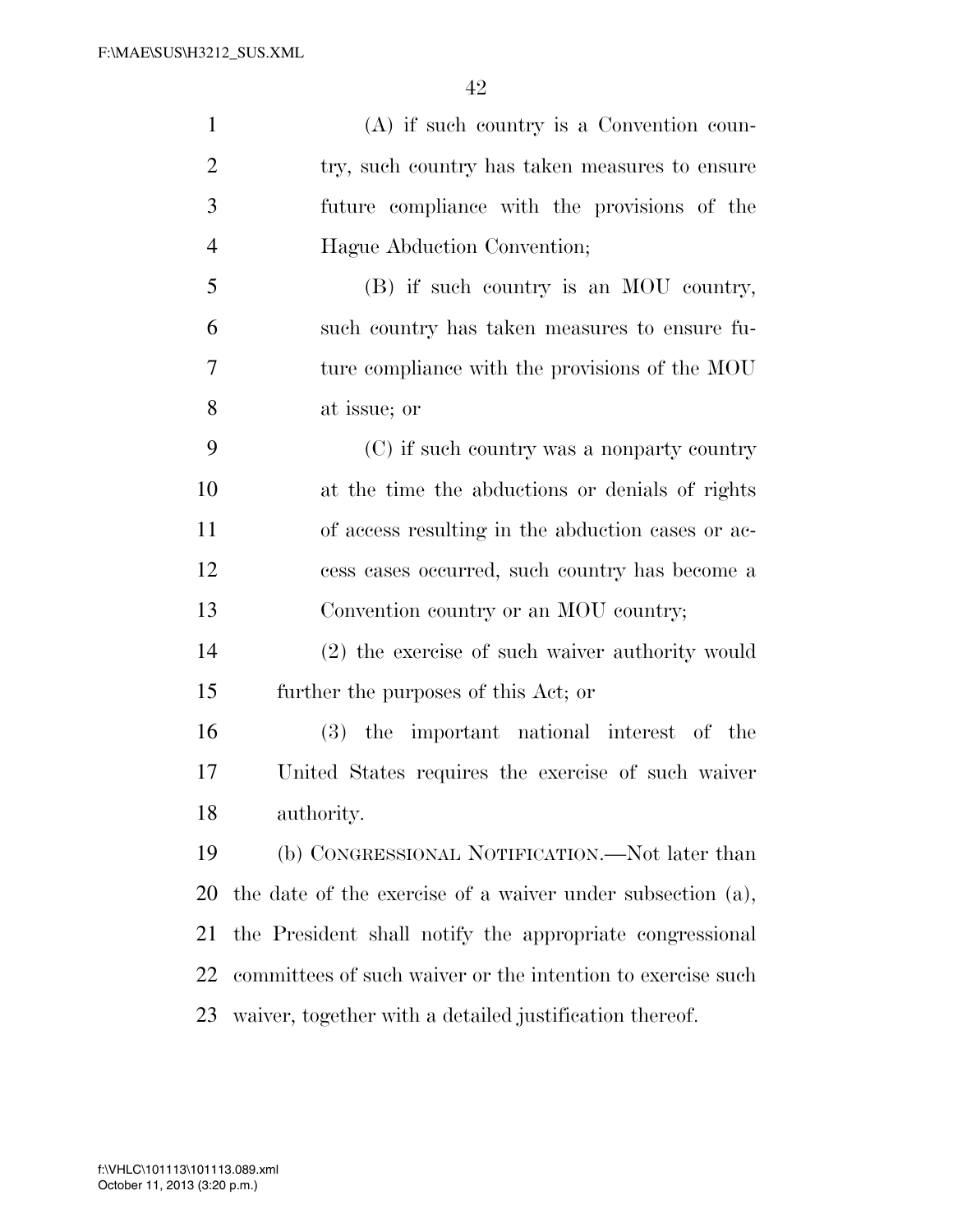(A) if such country is a Convention country, such country has taken measures to ensure future compliance with the provisions of the Hague Abduction Convention;

(B) if such country is an MOU country, such country has taken measures to ensure future compliance with the provisions of the MOU at issue; or

(C) if such country was a nonparty country at the time the abductions or denials of rights of access resulting in the abduction cases or access cases occurred, such country has become a Convention country or an MOU country;

(2) the exercise of such waiver authority would further the purposes of this Act; or

(3) the important national interest of the United States requires the exercise of such waiver authority.

(b) CONGRESSIONAL NOTIFICATION.—Not later than the date of the exercise of a waiver under subsection (a), the President shall notify the appropriate congressional committees of such waiver or the intention to exercise such waiver, together with a detailed justification thereof.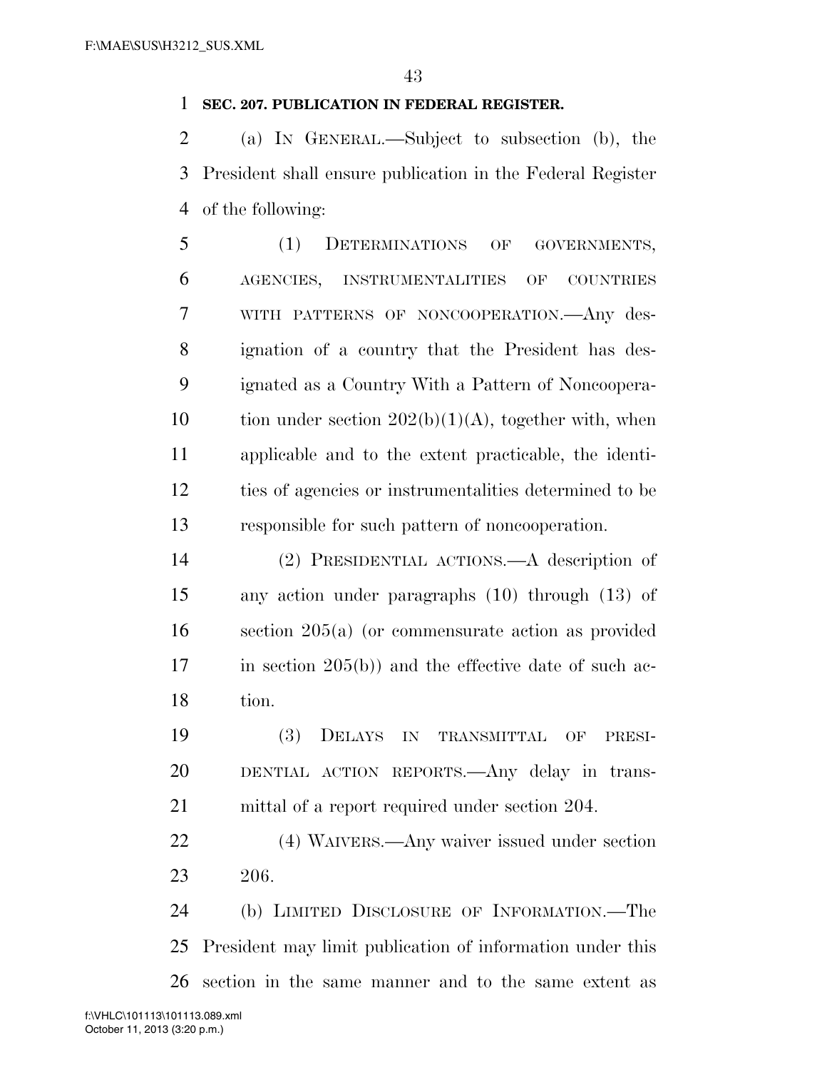**SEC. 207. PUBLICATION IN FEDERAL REGISTER.**

(a) IN GENERAL.—Subject to subsection (b), the President shall ensure publication in the Federal Register of the following:

(1) DETERMINATIONS OF GOVERNMENTS, AGENCIES, INSTRUMENTALITIES OF COUNTRIES WITH PATTERNS OF NONCOOPERATION.—Any designation of a country that the President has designated as a Country With a Pattern of Noncooperation under section 202(b)(1)(A), together with, when applicable and to the extent practicable, the identities of agencies or instrumentalities determined to be responsible for such pattern of noncooperation.

(2) PRESIDENTIAL ACTIONS.—A description of any action under paragraphs (10) through (13) of section 205(a) (or commensurate action as provided in section 205(b)) and the effective date of such action.

(3) DELAYS IN TRANSMITTAL OF PRESIDENTIAL ACTION REPORTS.—Any delay in transmittal of a report required under section 204.

(4) WAIVERS.—Any waiver issued under section 206.

(b) LIMITED DISCLOSURE OF INFORMATION.—The President may limit publication of information under this section in the same manner and to the same extent as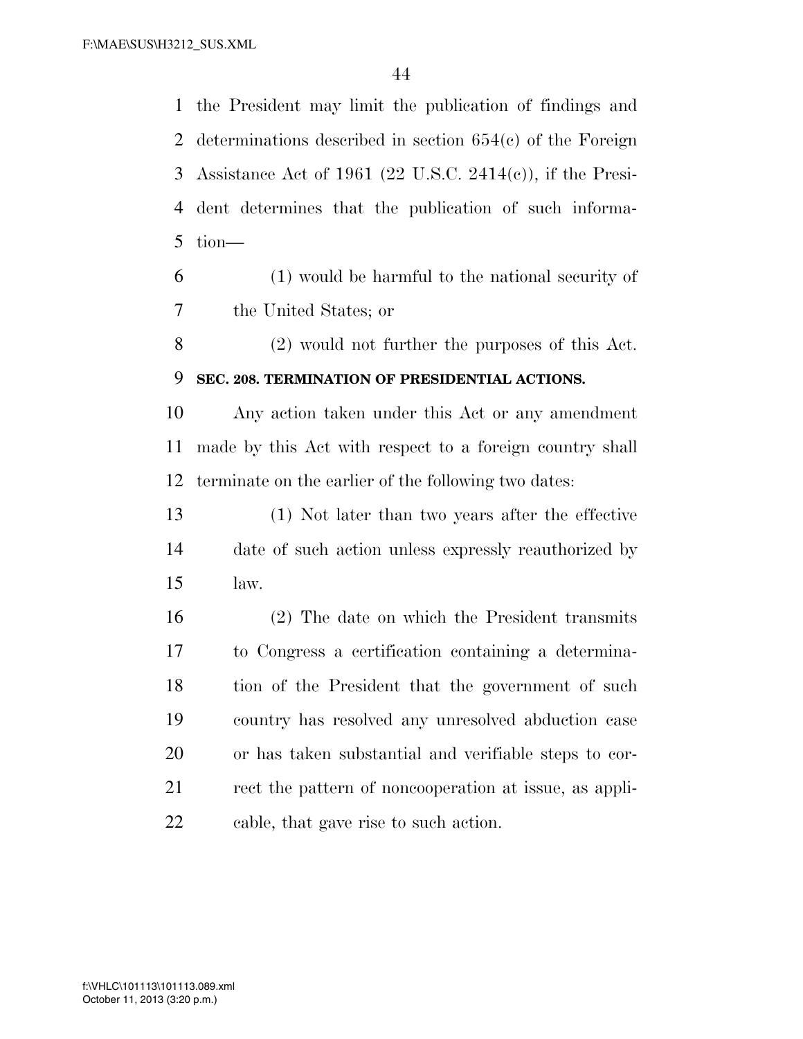the President may limit the publication of findings and determinations described in section 654(c) of the Foreign Assistance Act of 1961 (22 U.S.C. 2414(c)), if the President determines that the publication of such information—

(1) would be harmful to the national security of the United States; or

(2) would not further the purposes of this Act.

**SEC. 208. TERMINATION OF PRESIDENTIAL ACTIONS.**

Any action taken under this Act or any amendment made by this Act with respect to a foreign country shall terminate on the earlier of the following two dates:

(1) Not later than two years after the effective date of such action unless expressly reauthorized by law.

(2) The date on which the President transmits to Congress a certification containing a determination of the President that the government of such country has resolved any unresolved abduction case or has taken substantial and verifiable steps to correct the pattern of noncooperation at issue, as applicable, that gave rise to such action.